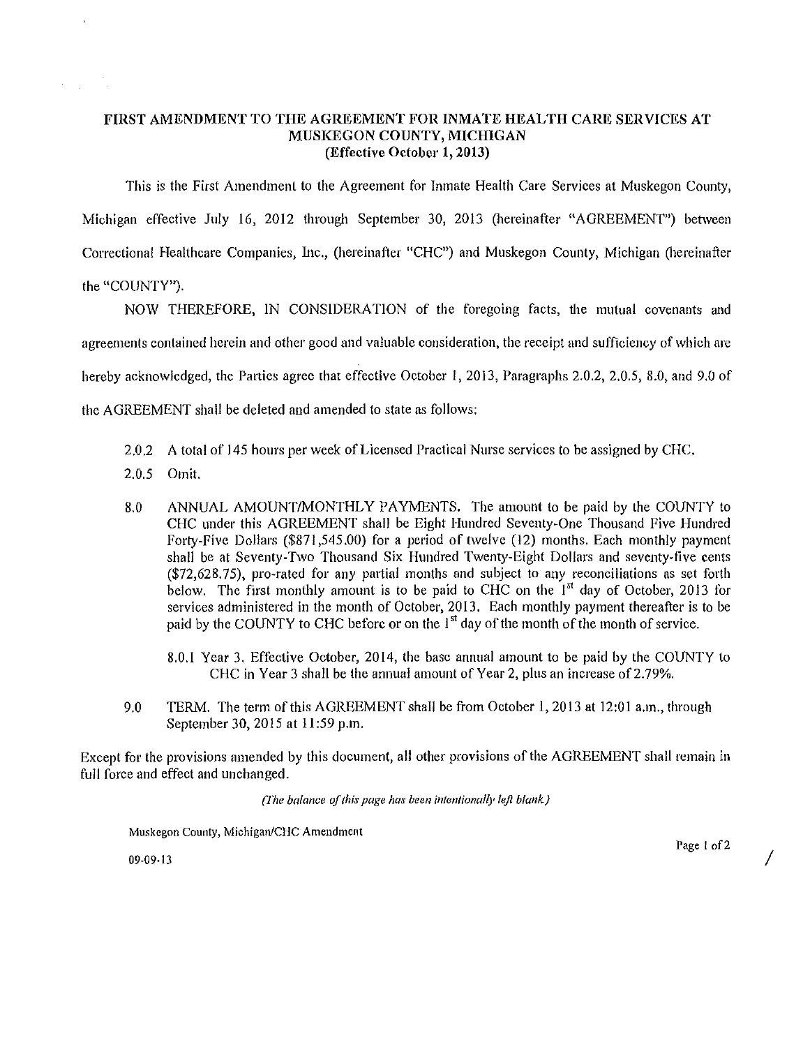# FIRST AMENDMENT TO THE AGREEMENT FOR INMATE HEALTH CARE SERVICES AT MUSKEGON COUNTY, MICHIGAN
## (Effective October 1, 2013)

This is the First Amendment to the Agreement for Inmate Health Care Services at Muskegon County, Michigan effective July 16, 2012 through September 30, 2013 (hereinafter "AGREEMENT") between Correctional Healthcare Companies, Inc., (hereinafter "CHC") and Muskegon County, Michigan (hereinafter the "COUNTY").

NOW THEREFORE, IN CONSIDERATION of the foregoing facts, the mutual covenants and agreements contained herein and other good and valuable consideration, the receipt and sufficiency of which are hereby acknowledged, the Parties agree that effective October 1, 2013, Paragraphs 2.0.2, 2.0.5, 8.0, and 9.0 of the AGREEMENT shall be deleted and amended to state as follows:

2.0.2 A total of 145 hours per week of Licensed Practical Nurse services to be assigned by CHC.

2.0.5 Omit.

8.0 ANNUAL AMOUNT/MONTHLY PAYMENTS. The amount to be paid by the COUNTY to CHC under this AGREEMENT shall be Eight Hundred Seventy-One Thousand Five Hundred Forty-Five Dollars ($871,545.00) for a period of twelve (12) months. Each monthly payment shall be at Seventy-Two Thousand Six Hundred Twenty-Eight Dollars and seventy-five cents ($72,628.75), pro-rated for any partial months and subject to any reconciliations as set forth below. The first monthly amount is to be paid to CHC on the 1st day of October, 2013 for services administered in the month of October, 2013. Each monthly payment thereafter is to be paid by the COUNTY to CHC before or on the 1st day of the month of the month of service.

> 8.0.1 Year 3. Effective October, 2014, the base annual amount to be paid by the COUNTY to CHC in Year 3 shall be the annual amount of Year 2, plus an increase of 2.79%.

9.0 TERM. The term of this AGREEMENT shall be from October 1, 2013 at 12:01 a.m., through September 30, 2015 at 11:59 p.m.

Except for the provisions amended by this document, all other provisions of the AGREEMENT shall remain in full force and effect and unchanged.

*(The balance of this page has been intentionally left blank.)*

Muskegon County, Michigan/CHC Amendment

09-09-13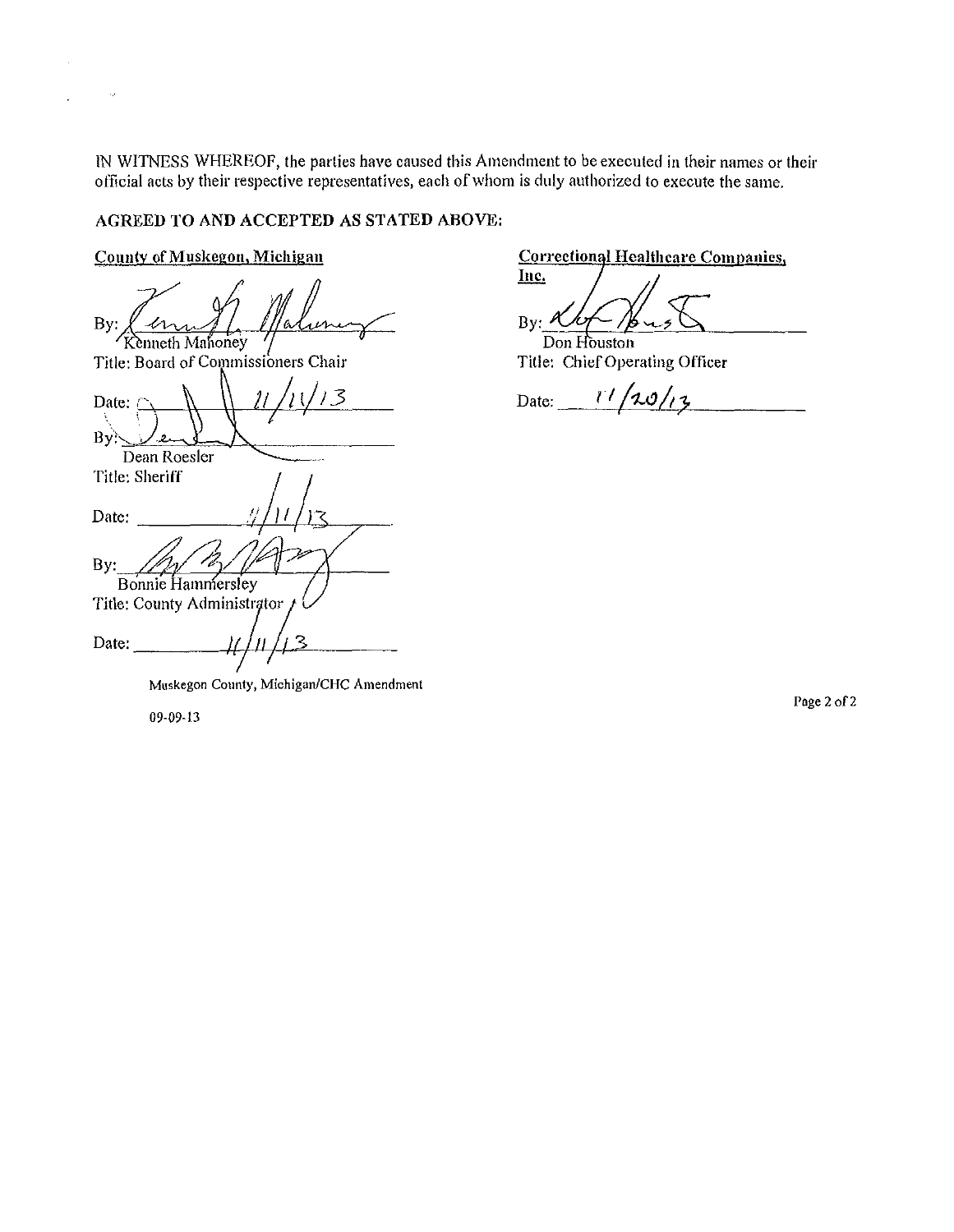IN WITNESS WHEREOF, the parties have caused this Amendment to be executed in their names or their official acts by their respective representatives, each of whom is duly authorized to execute the same.

**AGREED TO AND ACCEPTED AS STATED ABOVE:**

**County of Muskegon, Michigan**

By: ______________________
Kenneth Mahoney
Title: Board of Commissioners Chair

Date: 11/11/13

By: ______________________
Dean Roesler
Title: Sheriff

Date: 11/11/13

By: ______________________
Bonnie Hammersley
Title: County Administrator

Date: 11/11/13

**Correctional Healthcare Companies, Inc.**

By: ______________________
Don Houston
Title: Chief Operating Officer

Date: 11/20/13

Muskegon County, Michigan/CHC Amendment

09-09-13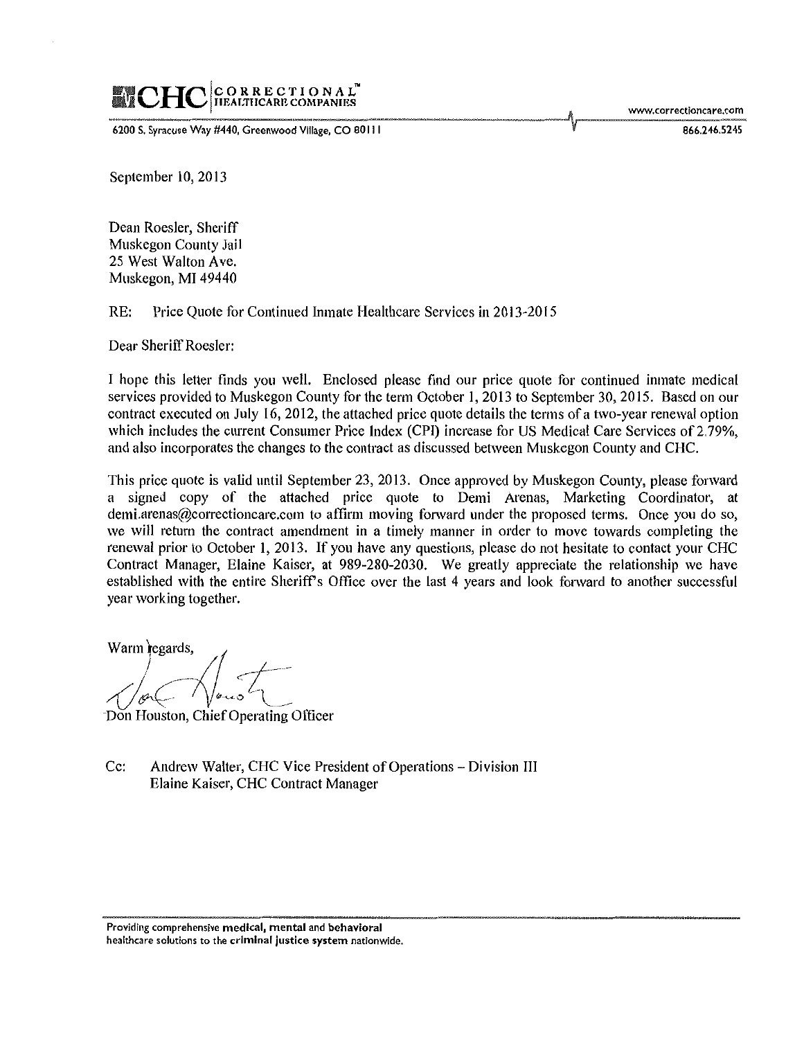**CHC** | CORRECTIONAL™ HEALTHCARE COMPANIES

6200 S. Syracuse Way #440, Greenwood Village, CO 80111

www.correctioncare.com

866.246.5245

September 10, 2013

Dean Roesler, Sheriff
Muskegon County Jail
25 West Walton Ave.
Muskegon, MI 49440

RE: Price Quote for Continued Inmate Healthcare Services in 2013-2015

Dear Sheriff Roesler:

I hope this letter finds you well. Enclosed please find our price quote for continued inmate medical services provided to Muskegon County for the term October 1, 2013 to September 30, 2015. Based on our contract executed on July 16, 2012, the attached price quote details the terms of a two-year renewal option which includes the current Consumer Price Index (CPI) increase for US Medical Care Services of 2.79%, and also incorporates the changes to the contract as discussed between Muskegon County and CHC.

This price quote is valid until September 23, 2013. Once approved by Muskegon County, please forward a signed copy of the attached price quote to Demi Arenas, Marketing Coordinator, at demi.arenas@correctioncare.com to affirm moving forward under the proposed terms. Once you do so, we will return the contract amendment in a timely manner in order to move towards completing the renewal prior to October 1, 2013. If you have any questions, please do not hesitate to contact your CHC Contract Manager, Elaine Kaiser, at 989-280-2030. We greatly appreciate the relationship we have established with the entire Sheriff's Office over the last 4 years and look forward to another successful year working together.

Warm regards,

Don Houston, Chief Operating Officer

Cc: Andrew Walter, CHC Vice President of Operations – Division III
Elaine Kaiser, CHC Contract Manager

Providing comprehensive **medical, mental** and **behavioral** healthcare solutions to the **criminal justice system** nationwide.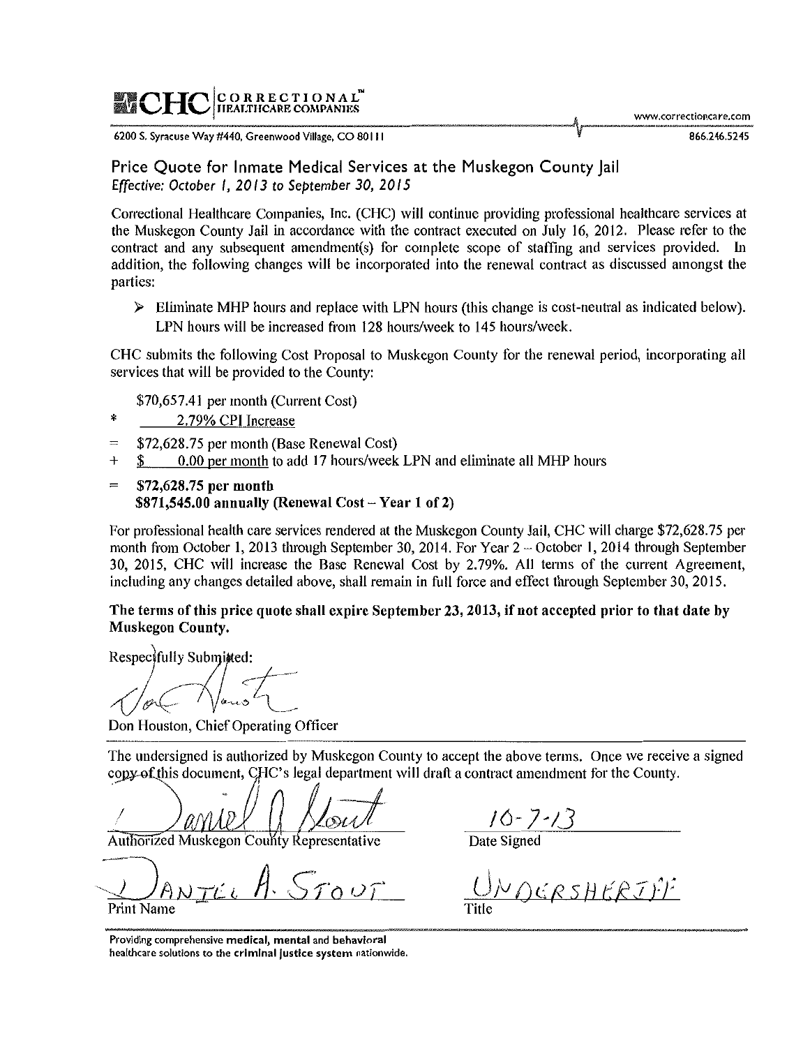**CHC** CORRECTIONAL™ HEALTHCARE COMPANIES

6200 S. Syracuse Way #440, Greenwood Village, CO 80111

www.correctioncare.com

866.246.5245

## Price Quote for Inmate Medical Services at the Muskegon County Jail

*Effective: October 1, 2013 to September 30, 2015*

Correctional Healthcare Companies, Inc. (CHC) will continue providing professional healthcare services at the Muskegon County Jail in accordance with the contract executed on July 16, 2012. Please refer to the contract and any subsequent amendment(s) for complete scope of staffing and services provided. In addition, the following changes will be incorporated into the renewal contract as discussed amongst the parties:

- Eliminate MHP hours and replace with LPN hours (this change is cost-neutral as indicated below). LPN hours will be increased from 128 hours/week to 145 hours/week.

CHC submits the following Cost Proposal to Muskegon County for the renewal period, incorporating all services that will be provided to the County:

$70,657.41 per month (Current Cost)

\* 2.79% CPI Increase

= $72,628.75 per month (Base Renewal Cost)

\+ $ 0.00 per month to add 17 hours/week LPN and eliminate all MHP hours

= **$72,628.75 per month**
**$871,545.00 annually (Renewal Cost – Year 1 of 2)**

For professional health care services rendered at the Muskegon County Jail, CHC will charge $72,628.75 per month from October 1, 2013 through September 30, 2014. For Year 2 – October 1, 2014 through September 30, 2015, CHC will increase the Base Renewal Cost by 2.79%. All terms of the current Agreement, including any changes detailed above, shall remain in full force and effect through September 30, 2015.

**The terms of this price quote shall expire September 23, 2013, if not accepted prior to that date by Muskegon County.**

Respectfully Submitted:

Don Houston, Chief Operating Officer

The undersigned is authorized by Muskegon County to accept the above terms. Once we receive a signed copy of this document, CHC's legal department will draft a contract amendment for the County.

Authorized Muskegon County Representative

Date Signed: 10-7-13

Print Name: DANIEL A. STOUT

Title: UNDERSHERIFF

Providing comprehensive **medical, mental** and **behavioral** healthcare solutions to the **criminal justice system** nationwide.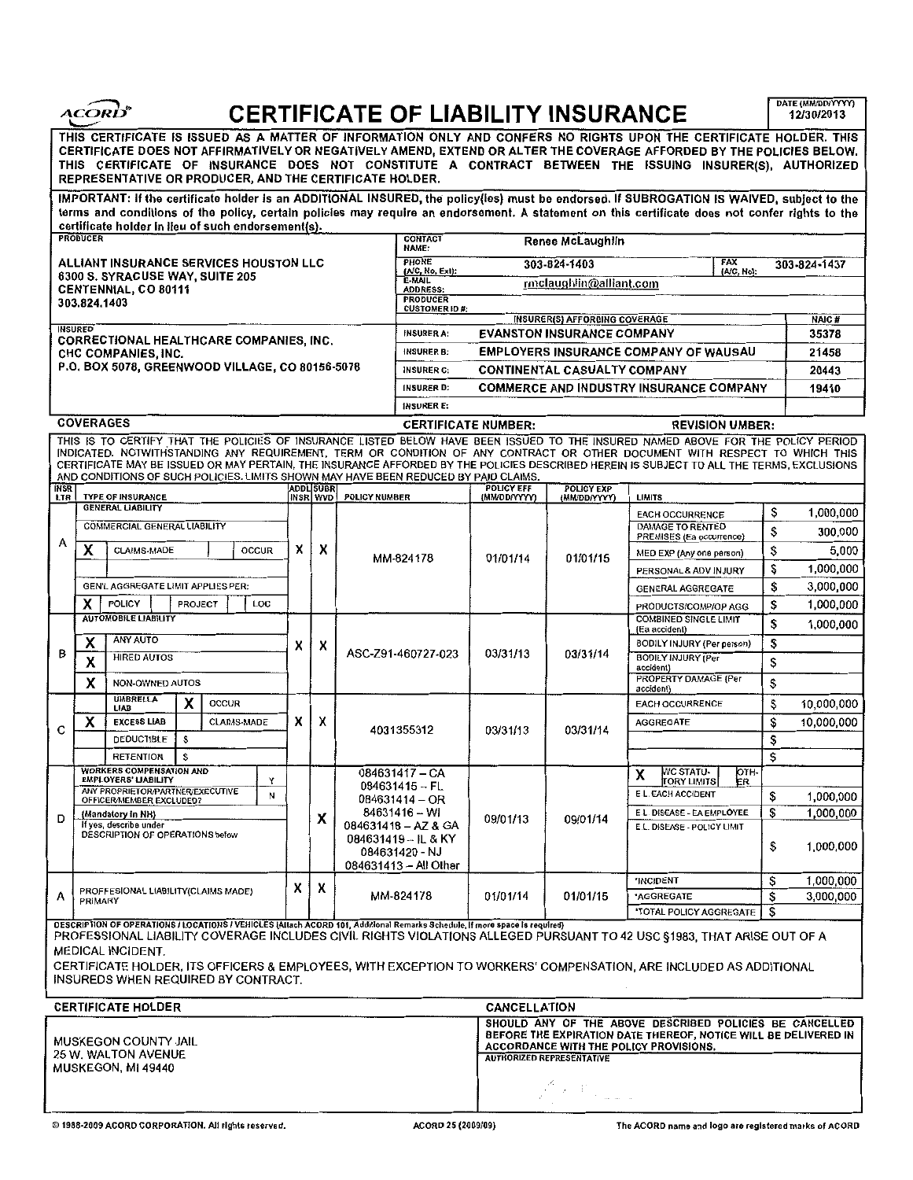ACORD

# CERTIFICATE OF LIABILITY INSURANCE

DATE (MM/DD/YYYY) 12/30/2013

**THIS CERTIFICATE IS ISSUED AS A MATTER OF INFORMATION ONLY AND CONFERS NO RIGHTS UPON THE CERTIFICATE HOLDER. THIS CERTIFICATE DOES NOT AFFIRMATIVELY OR NEGATIVELY AMEND, EXTEND OR ALTER THE COVERAGE AFFORDED BY THE POLICIES BELOW. THIS CERTIFICATE OF INSURANCE DOES NOT CONSTITUTE A CONTRACT BETWEEN THE ISSUING INSURER(S), AUTHORIZED REPRESENTATIVE OR PRODUCER, AND THE CERTIFICATE HOLDER.**

**IMPORTANT: If the certificate holder is an ADDITIONAL INSURED, the policy(ies) must be endorsed. If SUBROGATION IS WAIVED, subject to the terms and conditions of the policy, certain policies may require an endorsement. A statement on this certificate does not confer rights to the certificate holder in lieu of such endorsement(s).**

**PRODUCER**
ALLIANT INSURANCE SERVICES HOUSTON LLC
6300 S. SYRACUSE WAY, SUITE 205
CENTENNIAL, CO 80111
303.824.1403

CONTACT NAME: Renee McLaughlin
PHONE (A/C, No, Ext): 303-824-1403 FAX (A/C, No): 303-824-1437
E-MAIL ADDRESS: rmclaughlin@alliant.com
PRODUCER CUSTOMER ID #:

**INSURED**
CORRECTIONAL HEALTHCARE COMPANIES, INC.
CHC COMPANIES, INC.
P.O. BOX 5076, GREENWOOD VILLAGE, CO 80155-5076

| INSURER(S) AFFORDING COVERAGE | | NAIC # |
|---|---|---|
| INSURER A: | EVANSTON INSURANCE COMPANY | 35378 |
| INSURER B: | EMPLOYERS INSURANCE COMPANY OF WAUSAU | 21458 |
| INSURER C: | CONTINENTAL CASUALTY COMPANY | 20443 |
| INSURER D: | COMMERCE AND INDUSTRY INSURANCE COMPANY | 19410 |
| INSURER E: | | |

**COVERAGES** CERTIFICATE NUMBER: REVISION NUMBER:

THIS IS TO CERTIFY THAT THE POLICIES OF INSURANCE LISTED BELOW HAVE BEEN ISSUED TO THE INSURED NAMED ABOVE FOR THE POLICY PERIOD INDICATED. NOTWITHSTANDING ANY REQUIREMENT, TERM OR CONDITION OF ANY CONTRACT OR OTHER DOCUMENT WITH RESPECT TO WHICH THIS CERTIFICATE MAY BE ISSUED OR MAY PERTAIN, THE INSURANCE AFFORDED BY THE POLICIES DESCRIBED HEREIN IS SUBJECT TO ALL THE TERMS, EXCLUSIONS AND CONDITIONS OF SUCH POLICIES. LIMITS SHOWN MAY HAVE BEEN REDUCED BY PAID CLAIMS.

| INSR LTR | TYPE OF INSURANCE | ADDL INSR | SUBR WVD | POLICY NUMBER | POLICY EFF (MM/DD/YYYY) | POLICY EXP (MM/DD/YYYY) | LIMITS | |
|---|---|---|---|---|---|---|---|---|
| A | GENERAL LIABILITY: COMMERCIAL GENERAL LIABILITY; X CLAIMS-MADE; OCCUR; GEN'L AGGREGATE LIMIT APPLIES PER: X POLICY; PROJECT; LOC | X | X | MM-824178 | 01/01/14 | 01/01/15 | EACH OCCURRENCE | $ 1,000,000 |
| | | | | | | | DAMAGE TO RENTED PREMISES (Ea occurrence) | $ 300,000 |
| | | | | | | | MED EXP (Any one person) | $ 5,000 |
| | | | | | | | PERSONAL & ADV INJURY | $ 1,000,000 |
| | | | | | | | GENERAL AGGREGATE | $ 3,000,000 |
| | | | | | | | PRODUCTS/COMP/OP AGG | $ 1,000,000 |
| B | AUTOMOBILE LIABILITY: X ANY AUTO; X HIRED AUTOS; X NON-OWNED AUTOS | X | X | ASC-Z91-460727-023 | 03/31/13 | 03/31/14 | COMBINED SINGLE LIMIT (Ea accident) | $ 1,000,000 |
| | | | | | | | BODILY INJURY (Per person) | $ |
| | | | | | | | BODILY INJURY (Per accident) | $ |
| | | | | | | | PROPERTY DAMAGE (Per accident) | $ |
| C | UMBRELLA LIAB X OCCUR; X EXCESS LIAB CLAIMS-MADE; DEDUCTIBLE $; RETENTION $ | X | X | 4031355312 | 03/31/13 | 03/31/14 | EACH OCCURRENCE | $ 10,000,000 |
| | | | | | | | AGGREGATE | $ 10,000,000 |
| D | WORKERS COMPENSATION AND EMPLOYERS' LIABILITY Y/N; ANY PROPRIETOR/PARTNER/EXECUTIVE OFFICER/MEMBER EXCLUDED? (Mandatory in NH); If yes, describe under DESCRIPTION OF OPERATIONS below | | X | 084631417 – CA; 084631415 – FL; 084631414 – OR; 84631416 – WI; 084631418 – AZ & GA; 084631419 – IL & KY; 084631420 - NJ; 084631413 – All Other | 09/01/13 | 09/01/14 | X WC STATUTORY LIMITS / OTHER | |
| | | | | | | | E.L. EACH ACCIDENT | $ 1,000,000 |
| | | | | | | | E.L. DISEASE - EA EMPLOYEE | $ 1,000,000 |
| | | | | | | | E.L. DISEASE - POLICY LIMIT | $ 1,000,000 |
| A | PROFFESSIONAL LIABILITY(CLAIMS MADE) PRIMARY | X | X | MM-824178 | 01/01/14 | 01/01/15 | *INCIDENT | $ 1,000,000 |
| | | | | | | | *AGGREGATE | $ 3,000,000 |
| | | | | | | | *TOTAL POLICY AGGREGATE | $ |

**DESCRIPTION OF OPERATIONS / LOCATIONS / VEHICLES** (Attach ACORD 101, Additional Remarks Schedule, if more space is required)

PROFESSIONAL LIABILITY COVERAGE INCLUDES CIVIL RIGHTS VIOLATIONS ALLEGED PURSUANT TO 42 USC §1983, THAT ARISE OUT OF A MEDICAL INCIDENT.

CERTIFICATE HOLDER, ITS OFFICERS & EMPLOYEES, WITH EXCEPTION TO WORKERS' COMPENSATION, ARE INCLUDED AS ADDITIONAL INSUREDS WHEN REQUIRED BY CONTRACT.

**CERTIFICATE HOLDER**

MUSKEGON COUNTY JAIL
25 W. WALTON AVENUE
MUSKEGON, MI 49440

**CANCELLATION**

SHOULD ANY OF THE ABOVE DESCRIBED POLICIES BE CANCELLED BEFORE THE EXPIRATION DATE THEREOF, NOTICE WILL BE DELIVERED IN ACCORDANCE WITH THE POLICY PROVISIONS.

AUTHORIZED REPRESENTATIVE

© 1988-2009 ACORD CORPORATION. All rights reserved. ACORD 25 (2009/09) The ACORD name and logo are registered marks of ACORD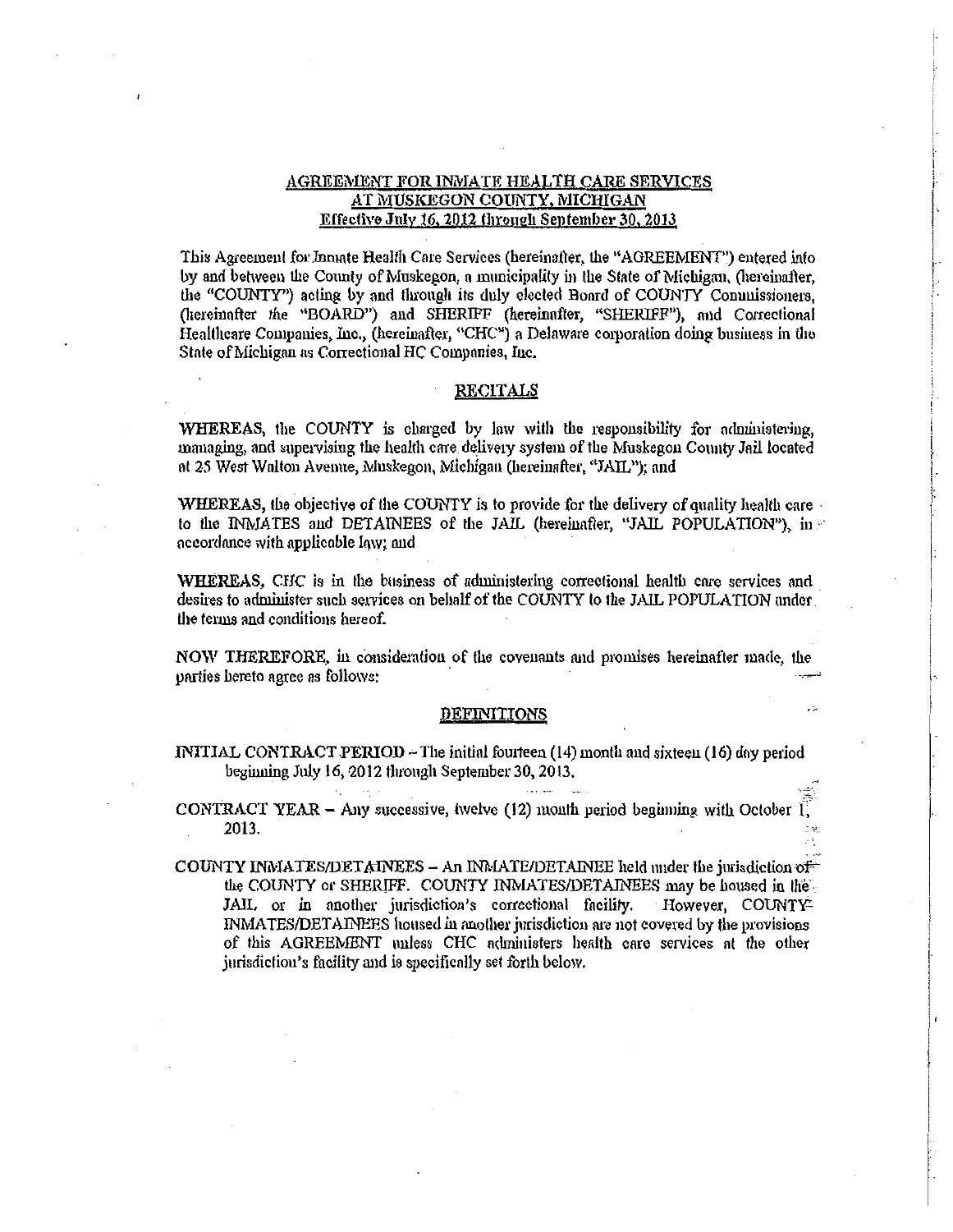## AGREEMENT FOR INMATE HEALTH CARE SERVICES AT MUSKEGON COUNTY, MICHIGAN
### Effective July 16, 2012 through September 30, 2013

This Agreement for Inmate Health Care Services (hereinafter, the "AGREEMENT") entered into by and between the County of Muskegon, a municipality in the State of Michigan, (hereinafter, the "COUNTY") acting by and through its duly elected Board of COUNTY Commissioners, (hereinafter the "BOARD") and SHERIFF (hereinafter, "SHERIFF"), and Correctional Healthcare Companies, Inc., (hereinafter, "CHC") a Delaware corporation doing business in the State of Michigan as Correctional HC Companies, Inc.

### RECITALS

WHEREAS, the COUNTY is charged by law with the responsibility for administering, managing, and supervising the health care delivery system of the Muskegon County Jail located at 25 West Walton Avenue, Muskegon, Michigan (hereinafter, "JAIL"); and

WHEREAS, the objective of the COUNTY is to provide for the delivery of quality health care to the INMATES and DETAINEES of the JAIL (hereinafter, "JAIL POPULATION"), in accordance with applicable law; and

WHEREAS, CHC is in the business of administering correctional health care services and desires to administer such services on behalf of the COUNTY to the JAIL POPULATION under the terms and conditions hereof.

NOW THEREFORE, in consideration of the covenants and promises hereinafter made, the parties hereto agree as follows:

### DEFINITIONS

INITIAL CONTRACT PERIOD – The initial fourteen (14) month and sixteen (16) day period beginning July 16, 2012 through September 30, 2013.

CONTRACT YEAR – Any successive, twelve (12) month period beginning with October 1, 2013.

COUNTY INMATES/DETAINEES – An INMATE/DETAINEE held under the jurisdiction of the COUNTY or SHERIFF. COUNTY INMATES/DETAINEES may be housed in the JAIL, or in another jurisdiction's correctional facility. However, COUNTY INMATES/DETAINEES housed in another jurisdiction are not covered by the provisions of this AGREEMENT unless CHC administers health care services at the other jurisdiction's facility and is specifically set forth below.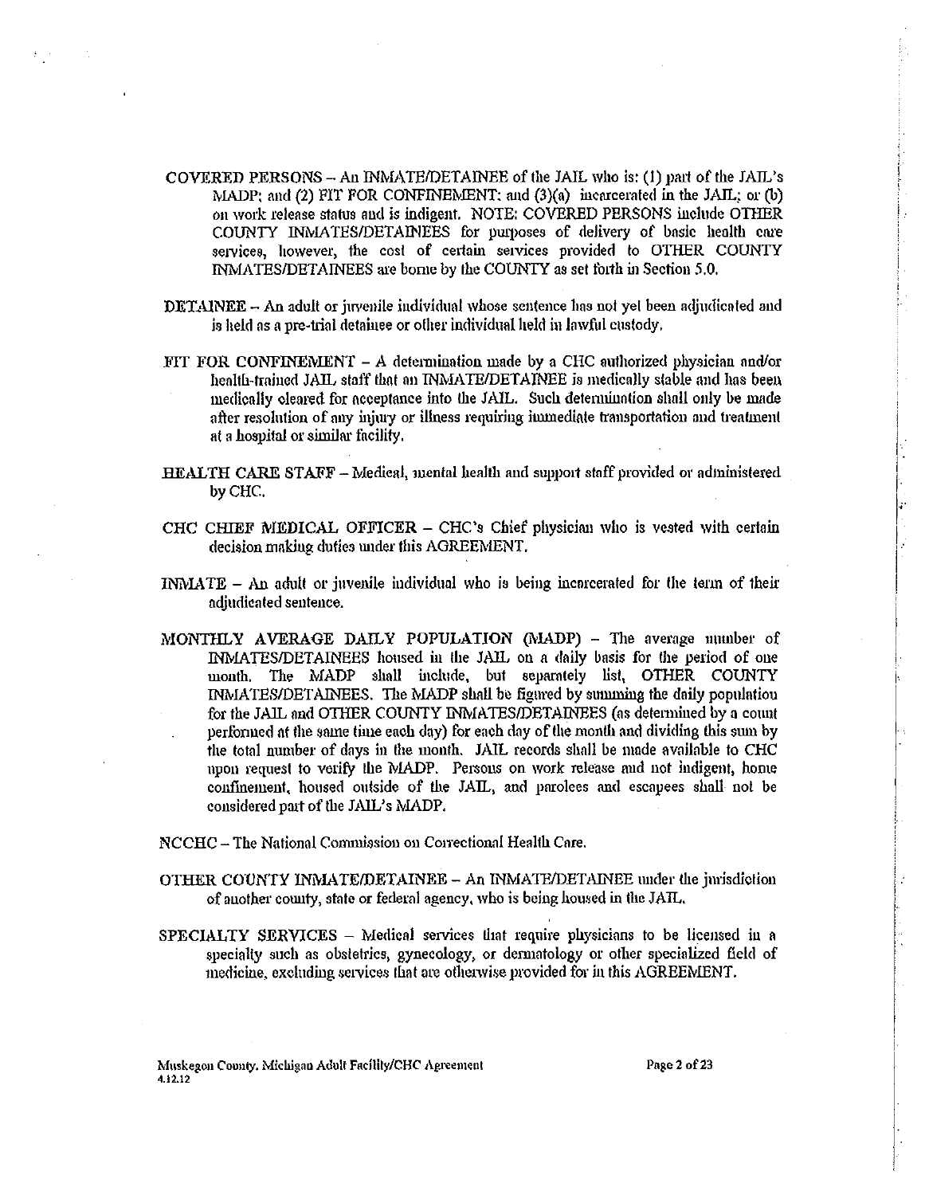COVERED PERSONS – An INMATE/DETAINEE of the JAIL who is: (1) part of the JAIL's MADP; and (2) FIT FOR CONFINEMENT; and (3)(a) incarcerated in the JAIL; or (b) on work release status and is indigent. NOTE: COVERED PERSONS include OTHER COUNTY INMATES/DETAINEES for purposes of delivery of basic health care services, however, the cost of certain services provided to OTHER COUNTY INMATES/DETAINEES are borne by the COUNTY as set forth in Section 5.0.

DETAINEE – An adult or juvenile individual whose sentence has not yet been adjudicated and is held as a pre-trial detainee or other individual held in lawful custody.

FIT FOR CONFINEMENT – A determination made by a CHC authorized physician and/or health-trained JAIL staff that an INMATE/DETAINEE is medically stable and has been medically cleared for acceptance into the JAIL. Such determination shall only be made after resolution of any injury or illness requiring immediate transportation and treatment at a hospital or similar facility.

HEALTH CARE STAFF – Medical, mental health and support staff provided or administered by CHC.

CHC CHIEF MEDICAL OFFICER – CHC's Chief physician who is vested with certain decision making duties under this AGREEMENT.

INMATE – An adult or juvenile individual who is being incarcerated for the term of their adjudicated sentence.

MONTHLY AVERAGE DAILY POPULATION (MADP) – The average number of INMATES/DETAINEES housed in the JAIL on a daily basis for the period of one month. The MADP shall include, but separately list, OTHER COUNTY INMATES/DETAINEES. The MADP shall be figured by summing the daily population for the JAIL and OTHER COUNTY INMATES/DETAINEES (as determined by a count performed at the same time each day) for each day of the month and dividing this sum by the total number of days in the month. JAIL records shall be made available to CHC upon request to verify the MADP. Persons on work release and not indigent, home confinement, housed outside of the JAIL, and parolees and escapees shall not be considered part of the JAIL's MADP.

NCCHC – The National Commission on Correctional Health Care.

OTHER COUNTY INMATE/DETAINEE – An INMATE/DETAINEE under the jurisdiction of another county, state or federal agency, who is being housed in the JAIL.

SPECIALTY SERVICES – Medical services that require physicians to be licensed in a specialty such as obstetrics, gynecology, or dermatology or other specialized field of medicine, excluding services that are otherwise provided for in this AGREEMENT.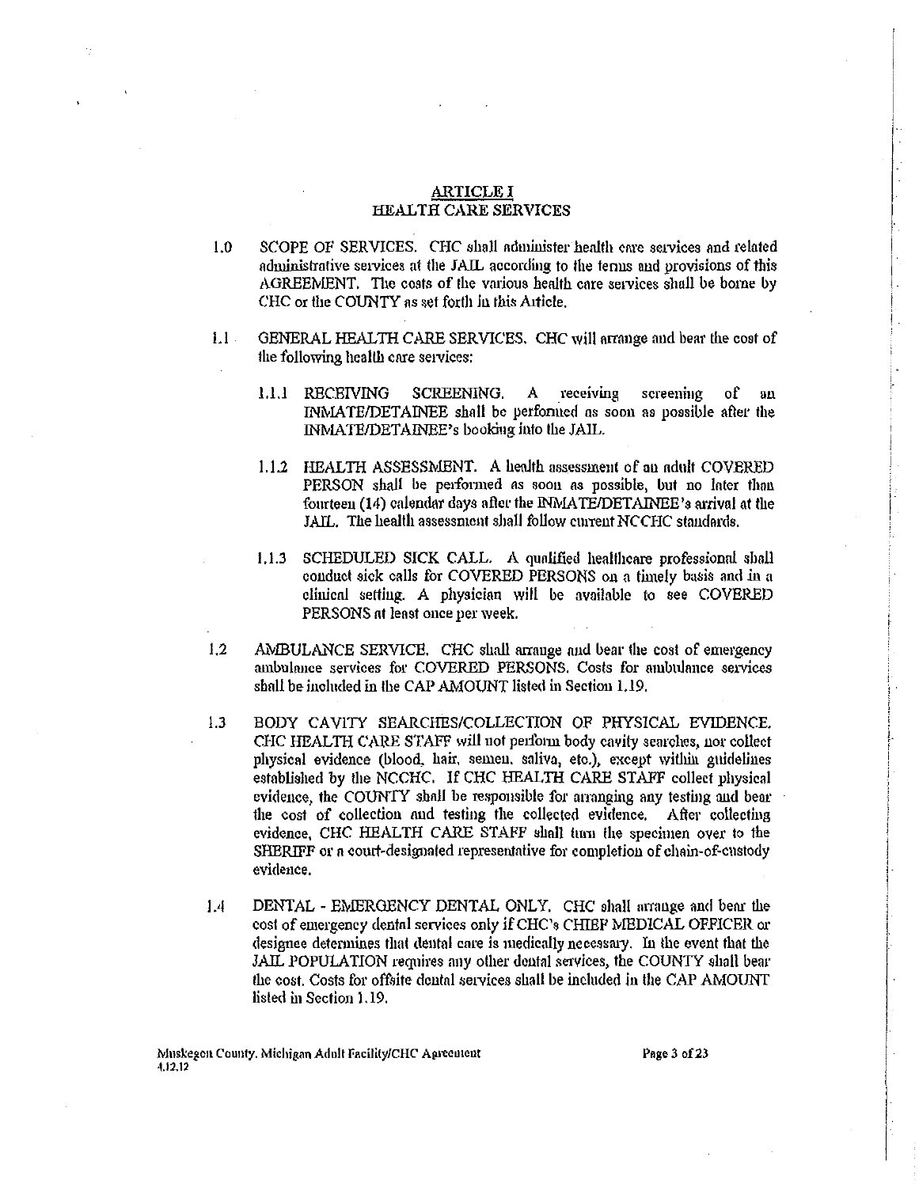## ARTICLE I
## HEALTH CARE SERVICES

1.0 SCOPE OF SERVICES. CHC shall administer health care services and related administrative services at the JAIL according to the terms and provisions of this AGREEMENT. The costs of the various health care services shall be borne by CHC or the COUNTY as set forth in this Article.

1.1 GENERAL HEALTH CARE SERVICES. CHC will arrange and bear the cost of the following health care services:

   1.1.1 RECEIVING SCREENING. A receiving screening of an INMATE/DETAINEE shall be performed as soon as possible after the INMATE/DETAINEE's booking into the JAIL.

   1.1.2 HEALTH ASSESSMENT. A health assessment of an adult COVERED PERSON shall be performed as soon as possible, but no later than fourteen (14) calendar days after the INMATE/DETAINEE's arrival at the JAIL. The health assessment shall follow current NCCHC standards.

   1.1.3 SCHEDULED SICK CALL. A qualified healthcare professional shall conduct sick calls for COVERED PERSONS on a timely basis and in a clinical setting. A physician will be available to see COVERED PERSONS at least once per week.

1.2 AMBULANCE SERVICE. CHC shall arrange and bear the cost of emergency ambulance services for COVERED PERSONS. Costs for ambulance services shall be included in the CAP AMOUNT listed in Section 1.19.

1.3 BODY CAVITY SEARCHES/COLLECTION OF PHYSICAL EVIDENCE. CHC HEALTH CARE STAFF will not perform body cavity searches, nor collect physical evidence (blood, hair, semen, saliva, etc.), except within guidelines established by the NCCHC. If CHC HEALTH CARE STAFF collect physical evidence, the COUNTY shall be responsible for arranging any testing and bear the cost of collection and testing the collected evidence. After collecting evidence, CHC HEALTH CARE STAFF shall turn the specimen over to the SHERIFF or a court-designated representative for completion of chain-of-custody evidence.

1.4 DENTAL - EMERGENCY DENTAL ONLY. CHC shall arrange and bear the cost of emergency dental services only if CHC's CHIEF MEDICAL OFFICER or designee determines that dental care is medically necessary. In the event that the JAIL POPULATION requires any other dental services, the COUNTY shall bear the cost. Costs for offsite dental services shall be included in the CAP AMOUNT listed in Section 1.19.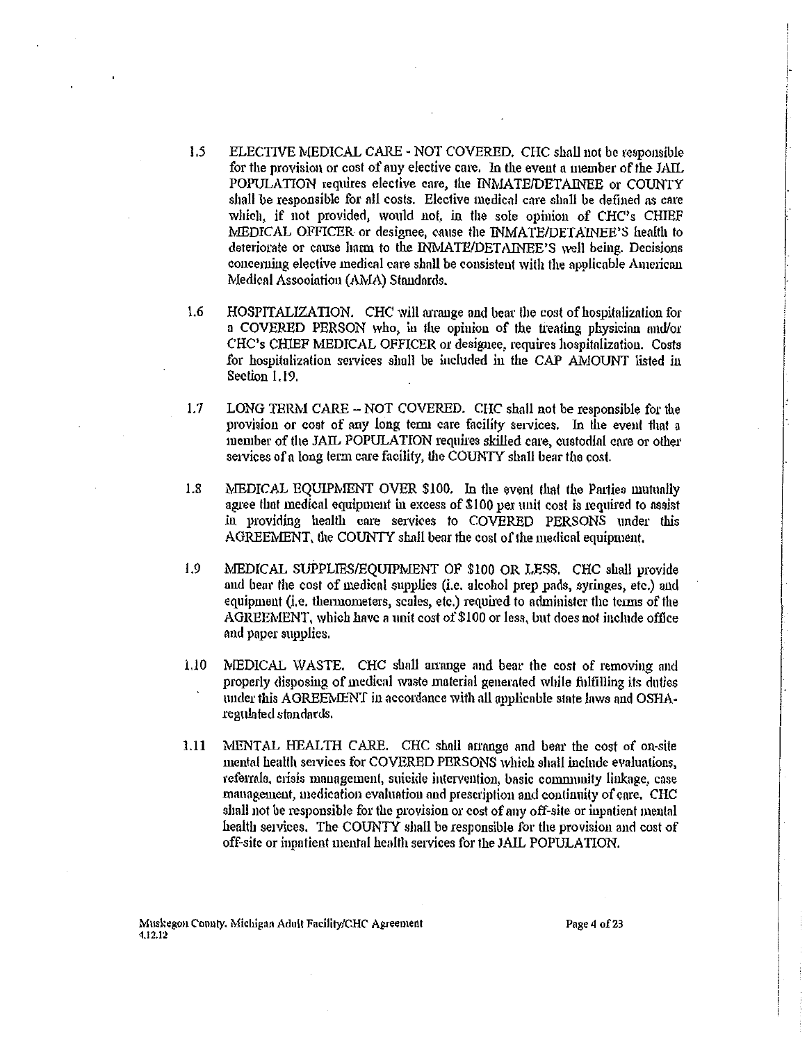1.5 ELECTIVE MEDICAL CARE - NOT COVERED. CHC shall not be responsible for the provision or cost of any elective care. In the event a member of the JAIL POPULATION requires elective care, the INMATE/DETAINEE or COUNTY shall be responsible for all costs. Elective medical care shall be defined as care which, if not provided, would not, in the sole opinion of CHC's CHIEF MEDICAL OFFICER or designee, cause the INMATE/DETAINEE'S health to deteriorate or cause harm to the INMATE/DETAINEE'S well being. Decisions concerning elective medical care shall be consistent with the applicable American Medical Association (AMA) Standards.

1.6 HOSPITALIZATION. CHC will arrange and bear the cost of hospitalization for a COVERED PERSON who, in the opinion of the treating physician and/or CHC's CHIEF MEDICAL OFFICER or designee, requires hospitalization. Costs for hospitalization services shall be included in the CAP AMOUNT listed in Section 1.19.

1.7 LONG TERM CARE – NOT COVERED. CHC shall not be responsible for the provision or cost of any long term care facility services. In the event that a member of the JAIL POPULATION requires skilled care, custodial care or other services of a long term care facility, the COUNTY shall bear the cost.

1.8 MEDICAL EQUIPMENT OVER $100. In the event that the Parties mutually agree that medical equipment in excess of $100 per unit cost is required to assist in providing health care services to COVERED PERSONS under this AGREEMENT, the COUNTY shall bear the cost of the medical equipment.

1.9 MEDICAL SUPPLIES/EQUIPMENT OF $100 OR LESS. CHC shall provide and bear the cost of medical supplies (i.e. alcohol prep pads, syringes, etc.) and equipment (i.e. thermometers, scales, etc.) required to administer the terms of the AGREEMENT, which have a unit cost of $100 or less, but does not include office and paper supplies.

1.10 MEDICAL WASTE. CHC shall arrange and bear the cost of removing and properly disposing of medical waste material generated while fulfilling its duties under this AGREEMENT in accordance with all applicable state laws and OSHA-regulated standards.

1.11 MENTAL HEALTH CARE. CHC shall arrange and bear the cost of on-site mental health services for COVERED PERSONS which shall include evaluations, referrals, crisis management, suicide intervention, basic community linkage, case management, medication evaluation and prescription and continuity of care. CHC shall not be responsible for the provision or cost of any off-site or inpatient mental health services. The COUNTY shall be responsible for the provision and cost of off-site or inpatient mental health services for the JAIL POPULATION.

Muskegon County, Michigan Adult Facility/CHC Agreement
4.12.12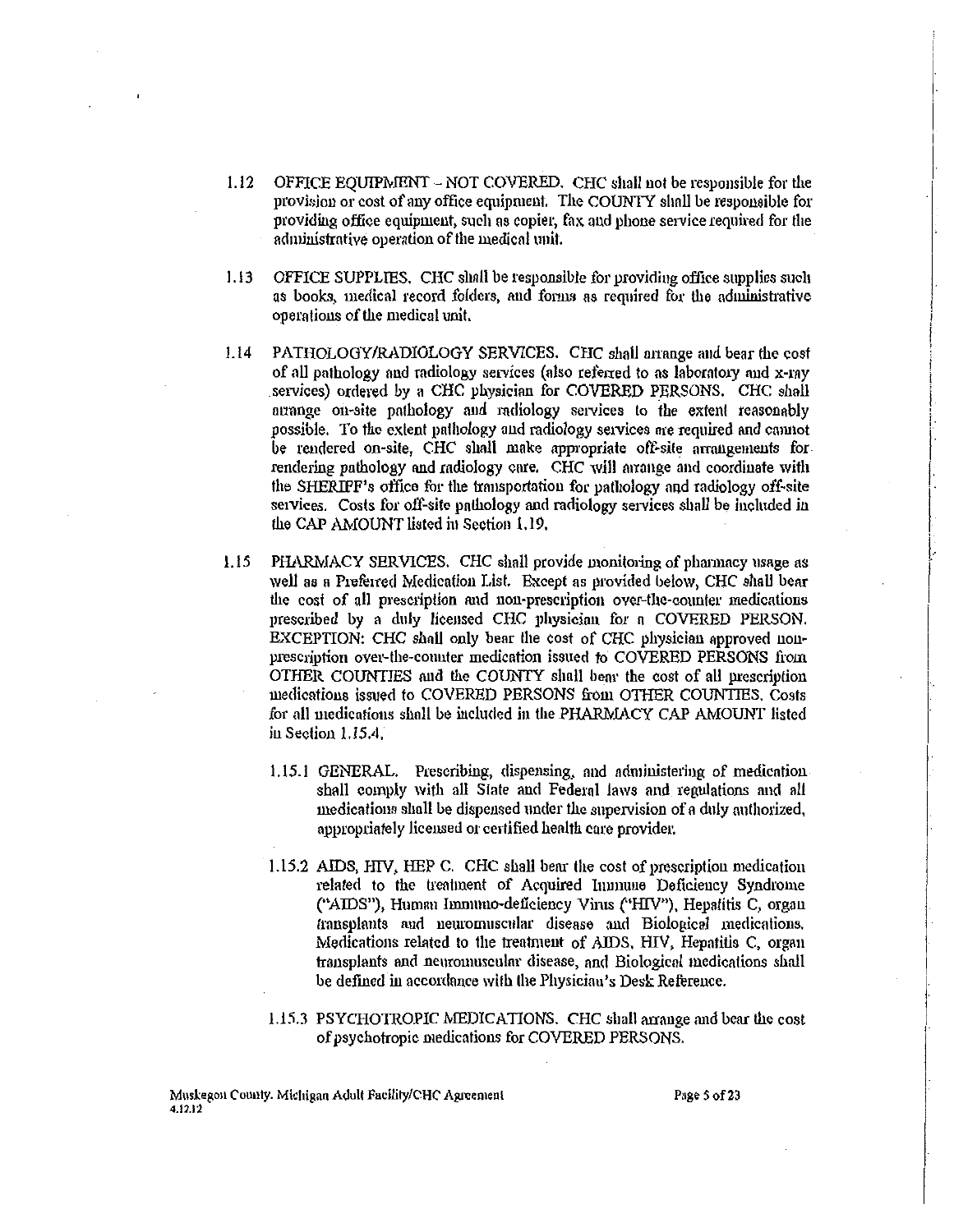1.12 OFFICE EQUIPMENT – NOT COVERED. CHC shall not be responsible for the provision or cost of any office equipment. The COUNTY shall be responsible for providing office equipment, such as copier, fax and phone service required for the administrative operation of the medical unit.

1.13 OFFICE SUPPLIES. CHC shall be responsible for providing office supplies such as books, medical record folders, and forms as required for the administrative operations of the medical unit.

1.14 PATHOLOGY/RADIOLOGY SERVICES. CHC shall arrange and bear the cost of all pathology and radiology services (also referred to as laboratory and x-ray services) ordered by a CHC physician for COVERED PERSONS. CHC shall arrange on-site pathology and radiology services to the extent reasonably possible. To the extent pathology and radiology services are required and cannot be rendered on-site, CHC shall make appropriate off-site arrangements for rendering pathology and radiology care. CHC will arrange and coordinate with the SHERIFF's office for the transportation for pathology and radiology off-site services. Costs for off-site pathology and radiology services shall be included in the CAP AMOUNT listed in Section 1.19.

1.15 PHARMACY SERVICES. CHC shall provide monitoring of pharmacy usage as well as a Preferred Medication List. Except as provided below, CHC shall bear the cost of all prescription and non-prescription over-the-counter medications prescribed by a duly licensed CHC physician for a COVERED PERSON. EXCEPTION: CHC shall only bear the cost of CHC physician approved non-prescription over-the-counter medication issued to COVERED PERSONS from OTHER COUNTIES and the COUNTY shall bear the cost of all prescription medications issued to COVERED PERSONS from OTHER COUNTIES. Costs for all medications shall be included in the PHARMACY CAP AMOUNT listed in Section 1.15.4.

1.15.1 GENERAL. Prescribing, dispensing, and administering of medication shall comply with all State and Federal laws and regulations and all medications shall be dispensed under the supervision of a duly authorized, appropriately licensed or certified health care provider.

1.15.2 AIDS, HIV, HEP C. CHC shall bear the cost of prescription medication related to the treatment of Acquired Immune Deficiency Syndrome ("AIDS"), Human Immuno-deficiency Virus ("HIV"), Hepatitis C, organ transplants and neuromuscular disease and Biological medications. Medications related to the treatment of AIDS, HIV, Hepatitis C, organ transplants and neuromuscular disease, and Biological medications shall be defined in accordance with the Physician's Desk Reference.

1.15.3 PSYCHOTROPIC MEDICATIONS. CHC shall arrange and bear the cost of psychotropic medications for COVERED PERSONS.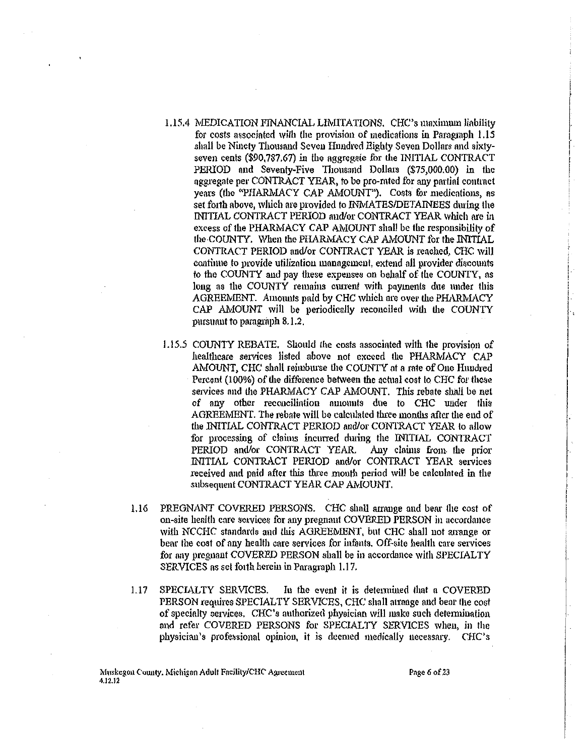1.15.4 MEDICATION FINANCIAL LIMITATIONS. CHC's maximum liability for costs associated with the provision of medications in Paragraph 1.15 shall be Ninety Thousand Seven Hundred Eighty Seven Dollars and sixty-seven cents ($90,787.67) in the aggregate for the INITIAL CONTRACT PERIOD and Seventy-Five Thousand Dollars ($75,000.00) in the aggregate per CONTRACT YEAR, to be pro-rated for any partial contract years (the "PHARMACY CAP AMOUNT"). Costs for medications, as set forth above, which are provided to INMATES/DETAINEES during the INITIAL CONTRACT PERIOD and/or CONTRACT YEAR which are in excess of the PHARMACY CAP AMOUNT shall be the responsibility of the COUNTY. When the PHARMACY CAP AMOUNT for the INITIAL CONTRACT PERIOD and/or CONTRACT YEAR is reached, CHC will continue to provide utilization management, extend all provider discounts to the COUNTY and pay these expenses on behalf of the COUNTY, as long as the COUNTY remains current with payments due under this AGREEMENT. Amounts paid by CHC which are over the PHARMACY CAP AMOUNT will be periodically reconciled with the COUNTY pursuant to paragraph 8.1.2.

1.15.5 COUNTY REBATE. Should the costs associated with the provision of healthcare services listed above not exceed the PHARMACY CAP AMOUNT, CHC shall reimburse the COUNTY at a rate of One Hundred Percent (100%) of the difference between the actual cost to CHC for these services and the PHARMACY CAP AMOUNT. This rebate shall be net of any other reconciliation amounts due to CHC under this AGREEMENT. The rebate will be calculated three months after the end of the INITIAL CONTRACT PERIOD and/or CONTRACT YEAR to allow for processing of claims incurred during the INITIAL CONTRACT PERIOD and/or CONTRACT YEAR. Any claims from the prior INITIAL CONTRACT PERIOD and/or CONTRACT YEAR services received and paid after this three month period will be calculated in the subsequent CONTRACT YEAR CAP AMOUNT.

1.16 PREGNANT COVERED PERSONS. CHC shall arrange and bear the cost of on-site health care services for any pregnant COVERED PERSON in accordance with NCCHC standards and this AGREEMENT, but CHC shall not arrange or bear the cost of any health care services for infants. Off-site health care services for any pregnant COVERED PERSON shall be in accordance with SPECIALTY SERVICES as set forth herein in Paragraph 1.17.

1.17 SPECIALTY SERVICES. In the event it is determined that a COVERED PERSON requires SPECIALTY SERVICES, CHC shall arrange and bear the cost of specialty services. CHC's authorized physician will make such determination and refer COVERED PERSONS for SPECIALTY SERVICES when, in the physician's professional opinion, it is deemed medically necessary. CHC's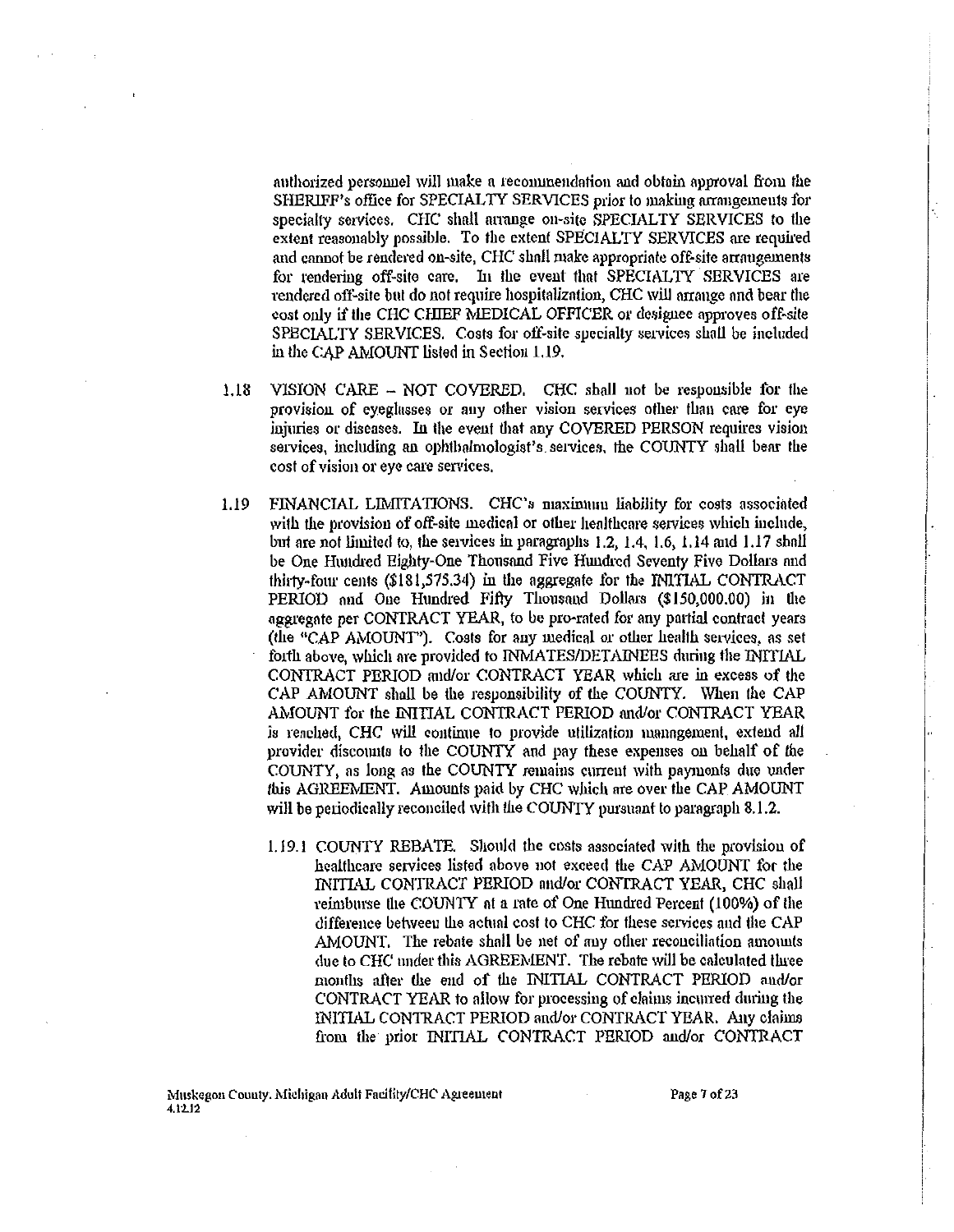authorized personnel will make a recommendation and obtain approval from the SHERIFF's office for SPECIALTY SERVICES prior to making arrangements for specialty services. CHC shall arrange on-site SPECIALTY SERVICES to the extent reasonably possible. To the extent SPECIALTY SERVICES are required and cannot be rendered on-site, CHC shall make appropriate off-site arrangements for rendering off-site care. In the event that SPECIALTY SERVICES are rendered off-site but do not require hospitalization, CHC will arrange and bear the cost only if the CHC CHIEF MEDICAL OFFICER or designee approves off-site SPECIALTY SERVICES. Costs for off-site specialty services shall be included in the CAP AMOUNT listed in Section 1.19.

1.18 VISION CARE – NOT COVERED. CHC shall not be responsible for the provision of eyeglasses or any other vision services other than care for eye injuries or diseases. In the event that any COVERED PERSON requires vision services, including an ophthalmologist's services, the COUNTY shall bear the cost of vision or eye care services.

1.19 FINANCIAL LIMITATIONS. CHC's maximum liability for costs associated with the provision of off-site medical or other healthcare services which include, but are not limited to, the services in paragraphs 1.2, 1.4, 1.6, 1.14 and 1.17 shall be One Hundred Eighty-One Thousand Five Hundred Seventy Five Dollars and thirty-four cents ($181,575.34) in the aggregate for the INITIAL CONTRACT PERIOD and One Hundred Fifty Thousand Dollars ($150,000.00) in the aggregate per CONTRACT YEAR, to be pro-rated for any partial contract years (the "CAP AMOUNT"). Costs for any medical or other health services, as set forth above, which are provided to INMATES/DETAINEES during the INITIAL CONTRACT PERIOD and/or CONTRACT YEAR which are in excess of the CAP AMOUNT shall be the responsibility of the COUNTY. When the CAP AMOUNT for the INITIAL CONTRACT PERIOD and/or CONTRACT YEAR is reached, CHC will continue to provide utilization management, extend all provider discounts to the COUNTY and pay these expenses on behalf of the COUNTY, as long as the COUNTY remains current with payments due under this AGREEMENT. Amounts paid by CHC which are over the CAP AMOUNT will be periodically reconciled with the COUNTY pursuant to paragraph 8.1.2.

1.19.1 COUNTY REBATE. Should the costs associated with the provision of healthcare services listed above not exceed the CAP AMOUNT for the INITIAL CONTRACT PERIOD and/or CONTRACT YEAR, CHC shall reimburse the COUNTY at a rate of One Hundred Percent (100%) of the difference between the actual cost to CHC for these services and the CAP AMOUNT. The rebate shall be net of any other reconciliation amounts due to CHC under this AGREEMENT. The rebate will be calculated three months after the end of the INITIAL CONTRACT PERIOD and/or CONTRACT YEAR to allow for processing of claims incurred during the INITIAL CONTRACT PERIOD and/or CONTRACT YEAR. Any claims from the prior INITIAL CONTRACT PERIOD and/or CONTRACT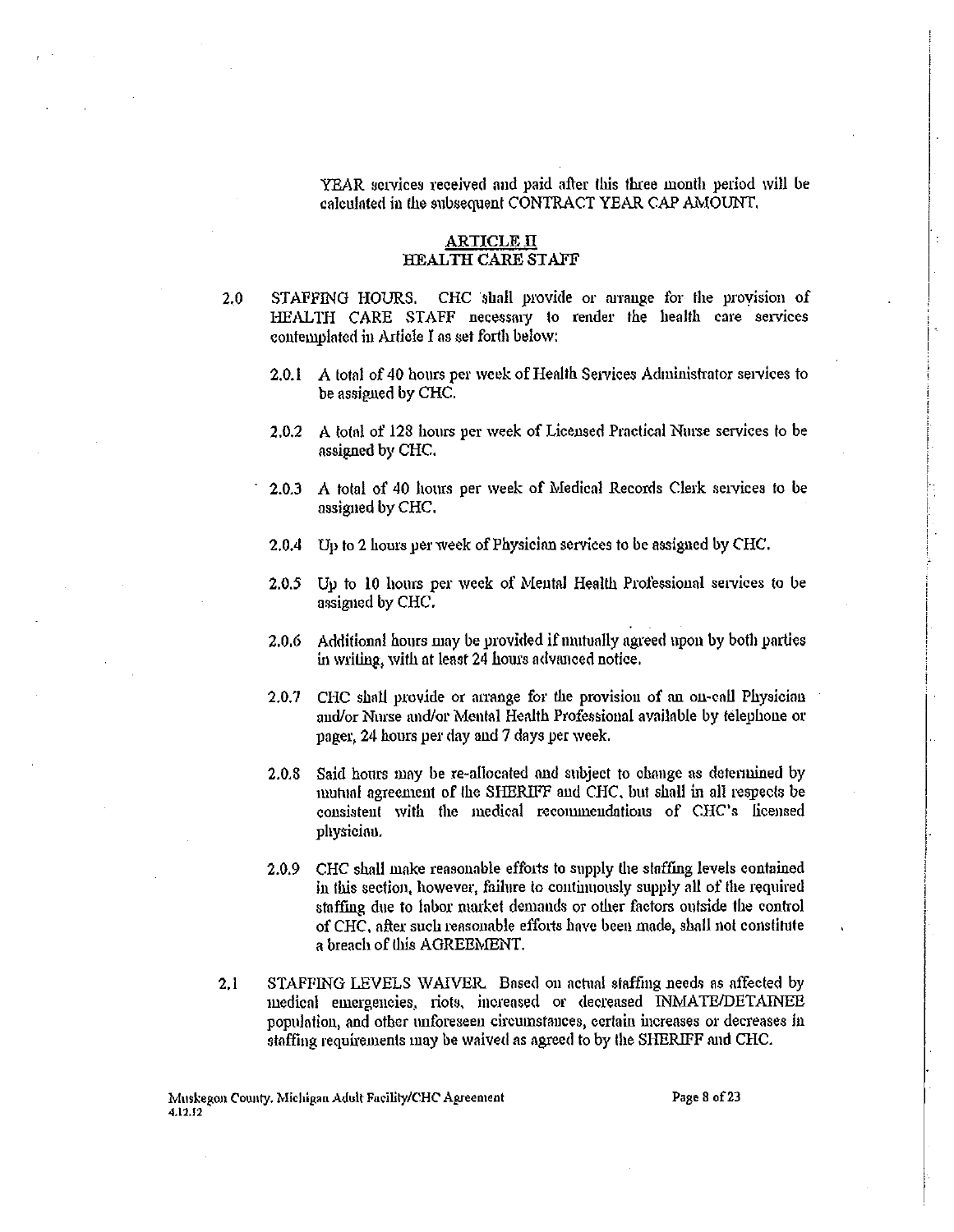YEAR services received and paid after this three month period will be calculated in the subsequent CONTRACT YEAR CAP AMOUNT.

## ARTICLE II
## HEALTH CARE STAFF

2.0 STAFFING HOURS. CHC shall provide or arrange for the provision of HEALTH CARE STAFF necessary to render the health care services contemplated in Article I as set forth below:

2.0.1 A total of 40 hours per week of Health Services Administrator services to be assigned by CHC.

2.0.2 A total of 128 hours per week of Licensed Practical Nurse services to be assigned by CHC.

2.0.3 A total of 40 hours per week of Medical Records Clerk services to be assigned by CHC.

2.0.4 Up to 2 hours per week of Physician services to be assigned by CHC.

2.0.5 Up to 10 hours per week of Mental Health Professional services to be assigned by CHC.

2.0.6 Additional hours may be provided if mutually agreed upon by both parties in writing, with at least 24 hours advanced notice.

2.0.7 CHC shall provide or arrange for the provision of an on-call Physician and/or Nurse and/or Mental Health Professional available by telephone or pager, 24 hours per day and 7 days per week.

2.0.8 Said hours may be re-allocated and subject to change as determined by mutual agreement of the SHERIFF and CHC, but shall in all respects be consistent with the medical recommendations of CHC's licensed physician.

2.0.9 CHC shall make reasonable efforts to supply the staffing levels contained in this section, however, failure to continuously supply all of the required staffing due to labor market demands or other factors outside the control of CHC, after such reasonable efforts have been made, shall not constitute a breach of this AGREEMENT.

2.1 STAFFING LEVELS WAIVER. Based on actual staffing needs as affected by medical emergencies, riots, increased or decreased INMATE/DETAINEE population, and other unforeseen circumstances, certain increases or decreases in staffing requirements may be waived as agreed to by the SHERIFF and CHC.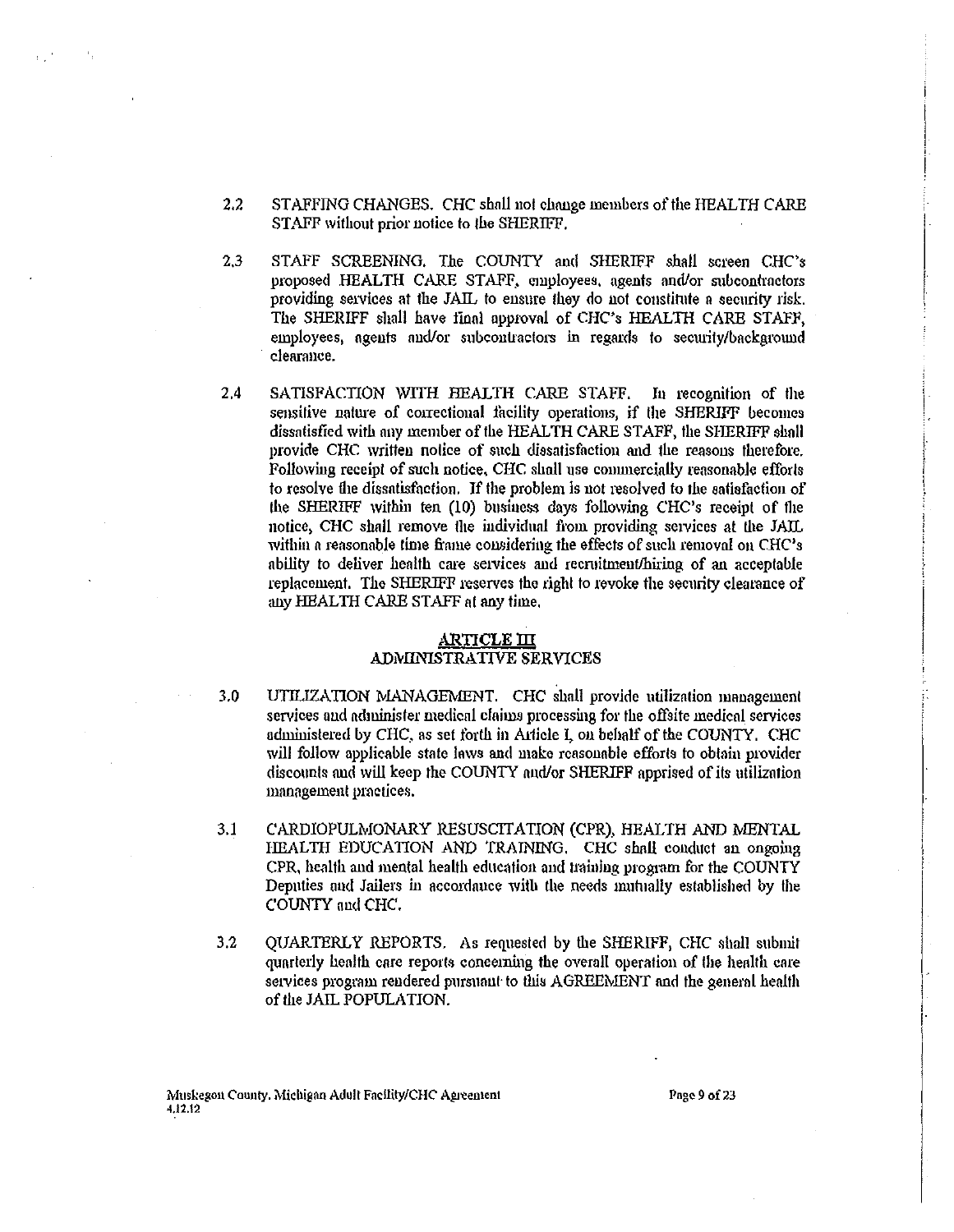2.2 STAFFING CHANGES. CHC shall not change members of the HEALTH CARE STAFF without prior notice to the SHERIFF.

2.3 STAFF SCREENING. The COUNTY and SHERIFF shall screen CHC's proposed HEALTH CARE STAFF, employees, agents and/or subcontractors providing services at the JAIL to ensure they do not constitute a security risk. The SHERIFF shall have final approval of CHC's HEALTH CARE STAFF, employees, agents and/or subcontractors in regards to security/background clearance.

2.4 SATISFACTION WITH HEALTH CARE STAFF. In recognition of the sensitive nature of correctional facility operations, if the SHERIFF becomes dissatisfied with any member of the HEALTH CARE STAFF, the SHERIFF shall provide CHC written notice of such dissatisfaction and the reasons therefore. Following receipt of such notice, CHC shall use commercially reasonable efforts to resolve the dissatisfaction. If the problem is not resolved to the satisfaction of the SHERIFF within ten (10) business days following CHC's receipt of the notice, CHC shall remove the individual from providing services at the JAIL within a reasonable time frame considering the effects of such removal on CHC's ability to deliver health care services and recruitment/hiring of an acceptable replacement. The SHERIFF reserves the right to revoke the security clearance of any HEALTH CARE STAFF at any time.

## ARTICLE III
## ADMINISTRATIVE SERVICES

3.0 UTILIZATION MANAGEMENT. CHC shall provide utilization management services and administer medical claims processing for the offsite medical services administered by CHC, as set forth in Article I, on behalf of the COUNTY. CHC will follow applicable state laws and make reasonable efforts to obtain provider discounts and will keep the COUNTY and/or SHERIFF apprised of its utilization management practices.

3.1 CARDIOPULMONARY RESUSCITATION (CPR), HEALTH AND MENTAL HEALTH EDUCATION AND TRAINING. CHC shall conduct an ongoing CPR, health and mental health education and training program for the COUNTY Deputies and Jailers in accordance with the needs mutually established by the COUNTY and CHC.

3.2 QUARTERLY REPORTS. As requested by the SHERIFF, CHC shall submit quarterly health care reports concerning the overall operation of the health care services program rendered pursuant to this AGREEMENT and the general health of the JAIL POPULATION.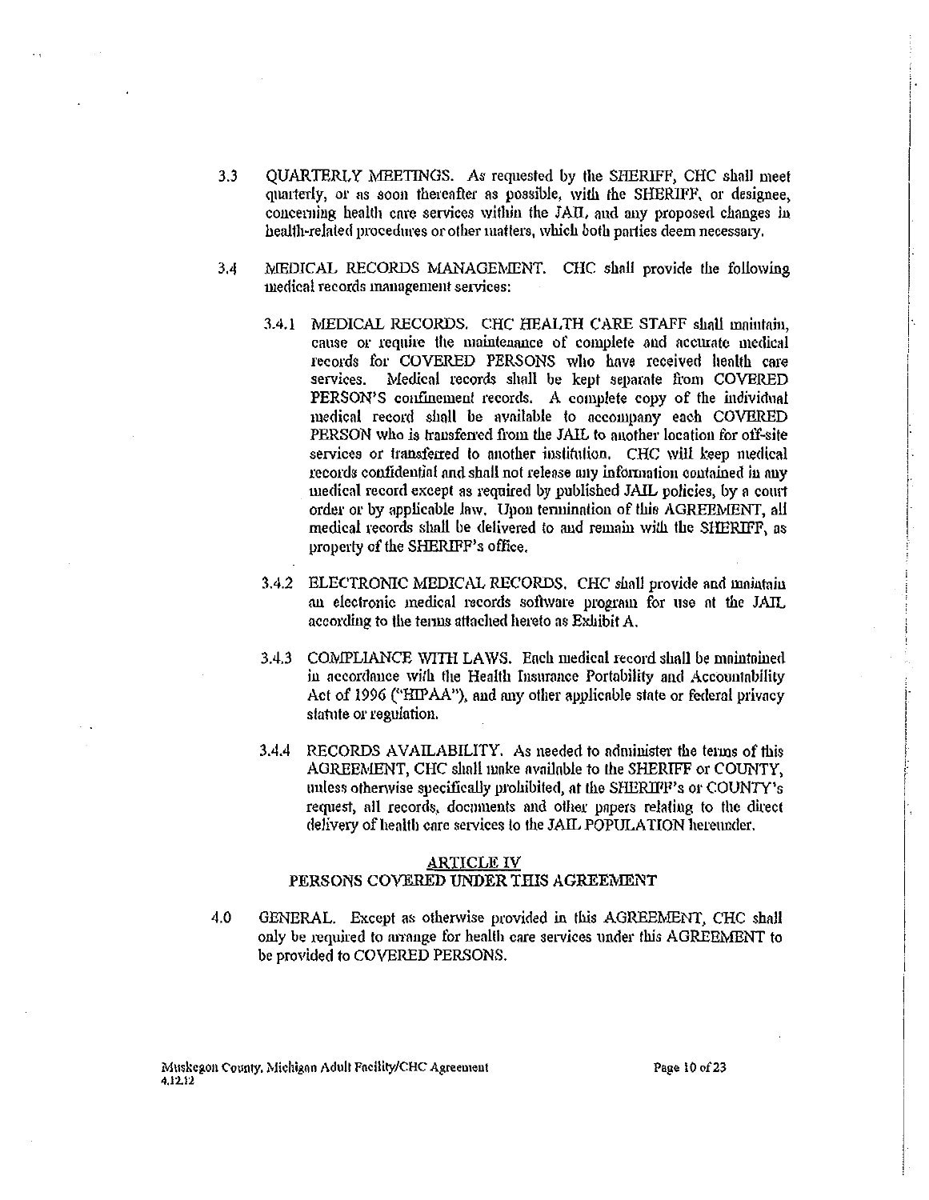3.3 QUARTERLY MEETINGS. As requested by the SHERIFF, CHC shall meet quarterly, or as soon thereafter as possible, with the SHERIFF, or designee, concerning health care services within the JAIL, and any proposed changes in health-related procedures or other matters, which both parties deem necessary.

3.4 MEDICAL RECORDS MANAGEMENT. CHC shall provide the following medical records management services:

3.4.1 MEDICAL RECORDS. CHC HEALTH CARE STAFF shall maintain, cause or require the maintenance of complete and accurate medical records for COVERED PERSONS who have received health care services. Medical records shall be kept separate from COVERED PERSON'S confinement records. A complete copy of the individual medical record shall be available to accompany each COVERED PERSON who is transferred from the JAIL to another location for off-site services or transferred to another institution. CHC will keep medical records confidential and shall not release any information contained in any medical record except as required by published JAIL policies, by a court order or by applicable law. Upon termination of this AGREEMENT, all medical records shall be delivered to and remain with the SHERIFF, as property of the SHERIFF's office.

3.4.2 ELECTRONIC MEDICAL RECORDS. CHC shall provide and maintain an electronic medical records software program for use at the JAIL according to the terms attached hereto as Exhibit A.

3.4.3 COMPLIANCE WITH LAWS. Each medical record shall be maintained in accordance with the Health Insurance Portability and Accountability Act of 1996 ("HIPAA"), and any other applicable state or federal privacy statute or regulation.

3.4.4 RECORDS AVAILABILITY. As needed to administer the terms of this AGREEMENT, CHC shall make available to the SHERIFF or COUNTY, unless otherwise specifically prohibited, at the SHERIFF's or COUNTY's request, all records, documents and other papers relating to the direct delivery of health care services to the JAIL POPULATION hereunder.

## ARTICLE IV
## PERSONS COVERED UNDER THIS AGREEMENT

4.0 GENERAL. Except as otherwise provided in this AGREEMENT, CHC shall only be required to arrange for health care services under this AGREEMENT to be provided to COVERED PERSONS.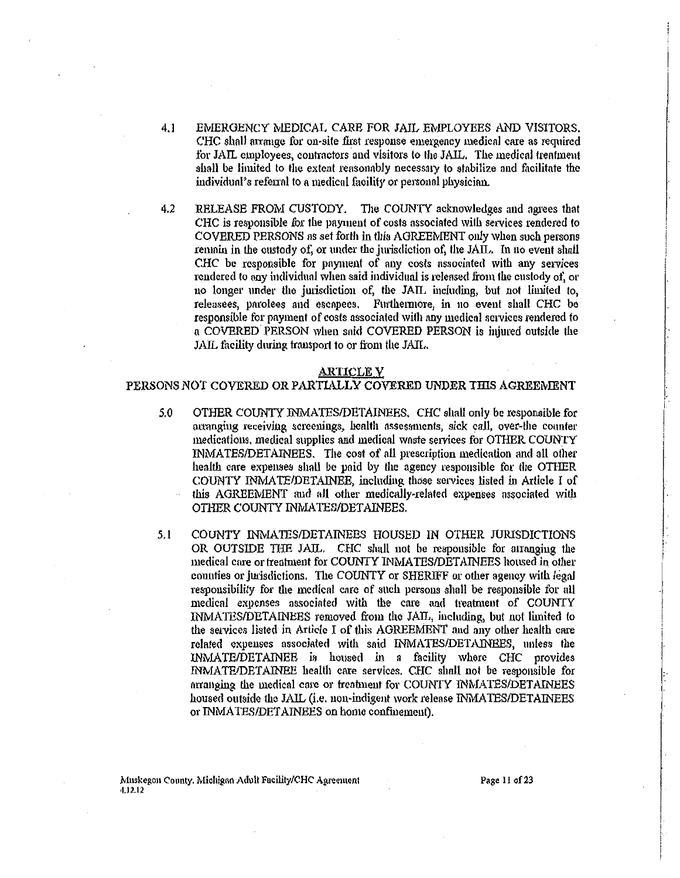4.1 EMERGENCY MEDICAL CARE FOR JAIL EMPLOYEES AND VISITORS. CHC shall arrange for on-site first response emergency medical care as required for JAIL employees, contractors and visitors to the JAIL. The medical treatment shall be limited to the extent reasonably necessary to stabilize and facilitate the individual's referral to a medical facility or personal physician.

4.2 RELEASE FROM CUSTODY. The COUNTY acknowledges and agrees that CHC is responsible for the payment of costs associated with services rendered to COVERED PERSONS as set forth in this AGREEMENT only when such persons remain in the custody of, or under the jurisdiction of, the JAIL. In no event shall CHC be responsible for payment of any costs associated with any services rendered to any individual when said individual is released from the custody of, or no longer under the jurisdiction of, the JAIL including, but not limited to, releasees, parolees and escapees. Furthermore, in no event shall CHC be responsible for payment of costs associated with any medical services rendered to a COVERED PERSON when said COVERED PERSON is injured outside the JAIL facility during transport to or from the JAIL.

## ARTICLE V
## PERSONS NOT COVERED OR PARTIALLY COVERED UNDER THIS AGREEMENT

5.0 OTHER COUNTY INMATES/DETAINEES. CHC shall only be responsible for arranging receiving screenings, health assessments, sick call, over-the counter medications, medical supplies and medical waste services for OTHER COUNTY INMATES/DETAINEES. The cost of all prescription medication and all other health care expenses shall be paid by the agency responsible for the OTHER COUNTY INMATE/DETAINEE, including those services listed in Article I of this AGREEMENT and all other medically-related expenses associated with OTHER COUNTY INMATES/DETAINEES.

5.1 COUNTY INMATES/DETAINEES HOUSED IN OTHER JURISDICTIONS OR OUTSIDE THE JAIL. CHC shall not be responsible for arranging the medical care or treatment for COUNTY INMATES/DETAINEES housed in other counties or jurisdictions. The COUNTY or SHERIFF or other agency with legal responsibility for the medical care of such persons shall be responsible for all medical expenses associated with the care and treatment of COUNTY INMATES/DETAINEES removed from the JAIL, including, but not limited to the services listed in Article I of this AGREEMENT and any other health care related expenses associated with said INMATES/DETAINEES, unless the INMATE/DETAINEE is housed in a facility where CHC provides INMATE/DETAINEE health care services. CHC shall not be responsible for arranging the medical care or treatment for COUNTY INMATES/DETAINEES housed outside the JAIL (i.e. non-indigent work release INMATES/DETAINEES or INMATES/DETAINEES on home confinement).

Muskegon County, Michigan Adult Facility/CHC Agreement
4.12.12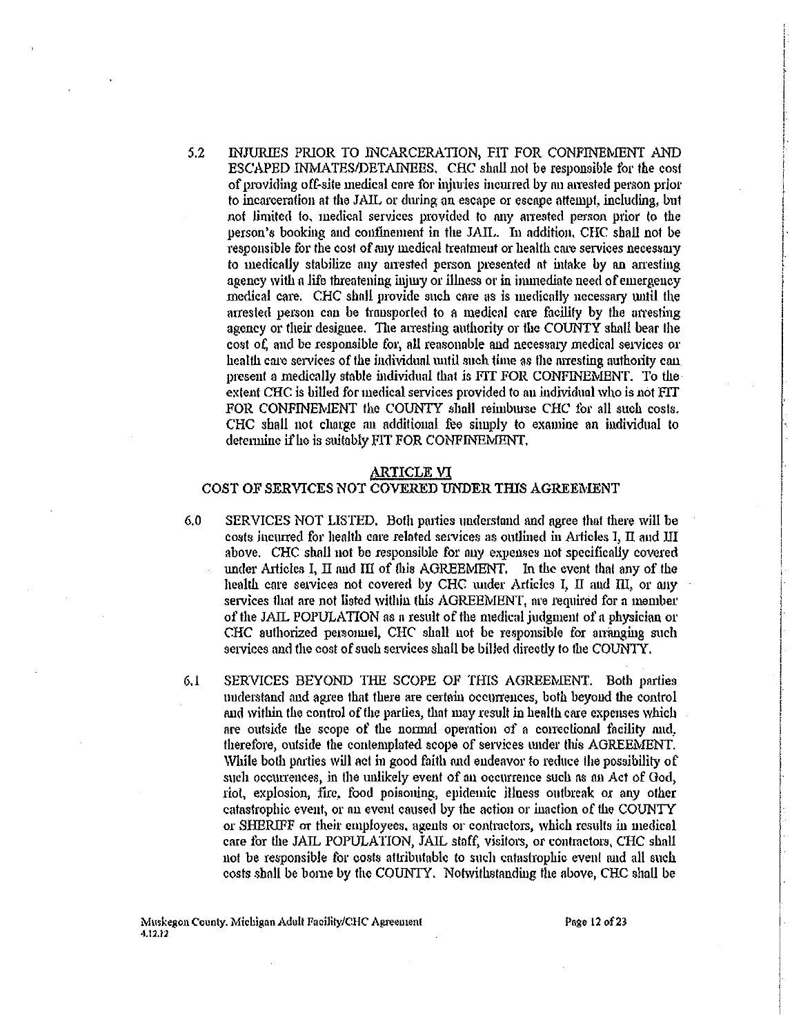5.2 INJURIES PRIOR TO INCARCERATION, FIT FOR CONFINEMENT AND ESCAPED INMATES/DETAINEES. CHC shall not be responsible for the cost of providing off-site medical care for injuries incurred by an arrested person prior to incarceration at the JAIL or during an escape or escape attempt, including, but not limited to, medical services provided to any arrested person prior to the person's booking and confinement in the JAIL. In addition, CHC shall not be responsible for the cost of any medical treatment or health care services necessary to medically stabilize any arrested person presented at intake by an arresting agency with a life threatening injury or illness or in immediate need of emergency medical care. CHC shall provide such care as is medically necessary until the arrested person can be transported to a medical care facility by the arresting agency or their designee. The arresting authority or the COUNTY shall bear the cost of, and be responsible for, all reasonable and necessary medical services or health care services of the individual until such time as the arresting authority can present a medically stable individual that is FIT FOR CONFINEMENT. To the extent CHC is billed for medical services provided to an individual who is not FIT FOR CONFINEMENT the COUNTY shall reimburse CHC for all such costs. CHC shall not charge an additional fee simply to examine an individual to determine if he is suitably FIT FOR CONFINEMENT.

## ARTICLE VI
## COST OF SERVICES NOT COVERED UNDER THIS AGREEMENT

6.0 SERVICES NOT LISTED. Both parties understand and agree that there will be costs incurred for health care related services as outlined in Articles I, II and III above. CHC shall not be responsible for any expenses not specifically covered under Articles I, II and III of this AGREEMENT. In the event that any of the health care services not covered by CHC under Articles I, II and III, or any services that are not listed within this AGREEMENT, are required for a member of the JAIL POPULATION as a result of the medical judgment of a physician or CHC authorized personnel, CHC shall not be responsible for arranging such services and the cost of such services shall be billed directly to the COUNTY.

6.1 SERVICES BEYOND THE SCOPE OF THIS AGREEMENT. Both parties understand and agree that there are certain occurrences, both beyond the control and within the control of the parties, that may result in health care expenses which are outside the scope of the normal operation of a correctional facility and, therefore, outside the contemplated scope of services under this AGREEMENT. While both parties will act in good faith and endeavor to reduce the possibility of such occurrences, in the unlikely event of an occurrence such as an Act of God, riot, explosion, fire, food poisoning, epidemic illness outbreak or any other catastrophic event, or an event caused by the action or inaction of the COUNTY or SHERIFF or their employees, agents or contractors, which results in medical care for the JAIL POPULATION, JAIL staff, visitors, or contractors, CHC shall not be responsible for costs attributable to such catastrophic event and all such costs shall be borne by the COUNTY. Notwithstanding the above, CHC shall be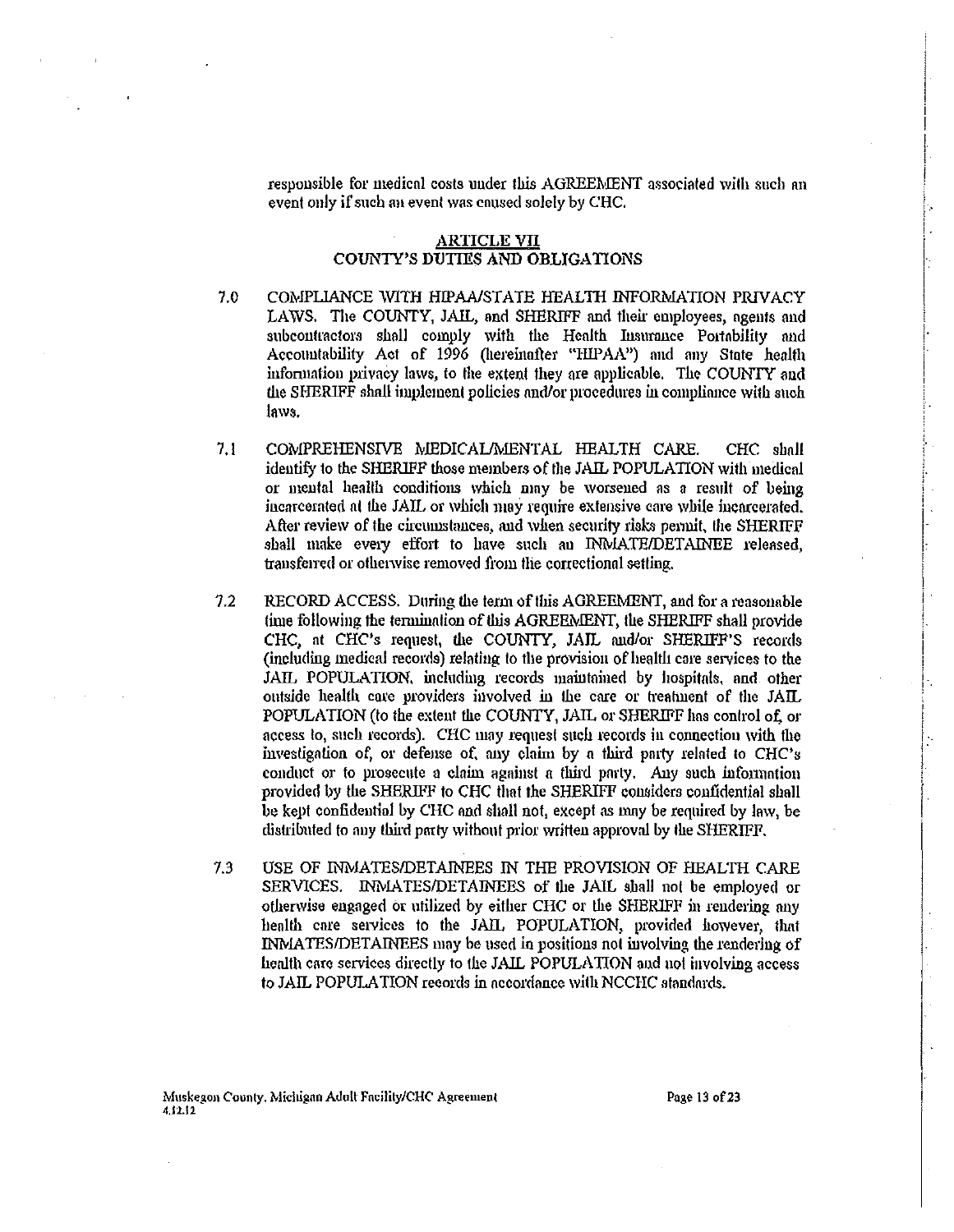responsible for medical costs under this AGREEMENT associated with such an event only if such an event was caused solely by CHC.

## ARTICLE VII
## COUNTY'S DUTIES AND OBLIGATIONS

7.0 COMPLIANCE WITH HIPAA/STATE HEALTH INFORMATION PRIVACY LAWS. The COUNTY, JAIL, and SHERIFF and their employees, agents and subcontractors shall comply with the Health Insurance Portability and Accountability Act of 1996 (hereinafter "HIPAA") and any State health information privacy laws, to the extent they are applicable. The COUNTY and the SHERIFF shall implement policies and/or procedures in compliance with such laws.

7.1 COMPREHENSIVE MEDICAL/MENTAL HEALTH CARE. CHC shall identify to the SHERIFF those members of the JAIL POPULATION with medical or mental health conditions which may be worsened as a result of being incarcerated at the JAIL or which may require extensive care while incarcerated. After review of the circumstances, and when security risks permit, the SHERIFF shall make every effort to have such an INMATE/DETAINEE released, transferred or otherwise removed from the correctional setting.

7.2 RECORD ACCESS. During the term of this AGREEMENT, and for a reasonable time following the termination of this AGREEMENT, the SHERIFF shall provide CHC, at CHC's request, the COUNTY, JAIL and/or SHERIFF'S records (including medical records) relating to the provision of health care services to the JAIL POPULATION, including records maintained by hospitals, and other outside health care providers involved in the care or treatment of the JAIL POPULATION (to the extent the COUNTY, JAIL or SHERIFF has control of, or access to, such records). CHC may request such records in connection with the investigation of, or defense of, any claim by a third party related to CHC's conduct or to prosecute a claim against a third party. Any such information provided by the SHERIFF to CHC that the SHERIFF considers confidential shall be kept confidential by CHC and shall not, except as may be required by law, be distributed to any third party without prior written approval by the SHERIFF.

7.3 USE OF INMATES/DETAINEES IN THE PROVISION OF HEALTH CARE SERVICES. INMATES/DETAINEES of the JAIL shall not be employed or otherwise engaged or utilized by either CHC or the SHERIFF in rendering any health care services to the JAIL POPULATION, provided however, that INMATES/DETAINEES may be used in positions not involving the rendering of health care services directly to the JAIL POPULATION and not involving access to JAIL POPULATION records in accordance with NCCHC standards.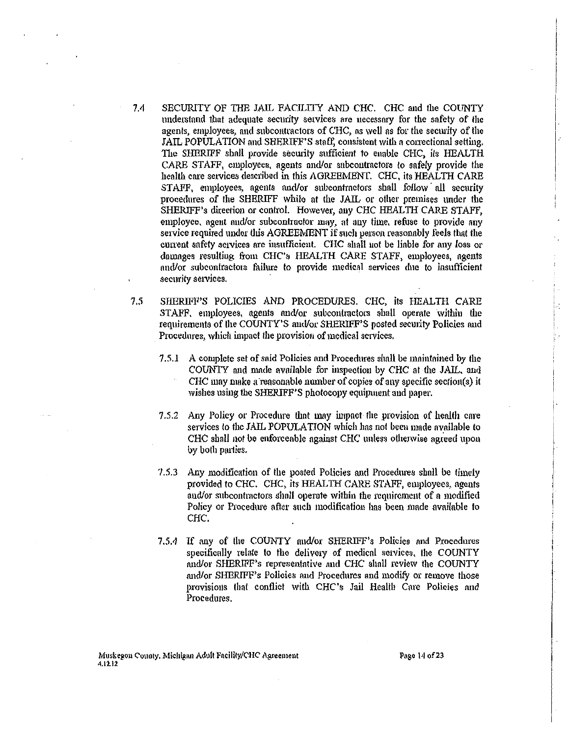7.4 SECURITY OF THE JAIL FACILITY AND CHC. CHC and the COUNTY understand that adequate security services are necessary for the safety of the agents, employees, and subcontractors of CHC, as well as for the security of the JAIL POPULATION and SHERIFF'S staff, consistent with a correctional setting. The SHERIFF shall provide security sufficient to enable CHC, its HEALTH CARE STAFF, employees, agents and/or subcontractors to safely provide the health care services described in this AGREEMENT. CHC, its HEALTH CARE STAFF, employees, agents and/or subcontractors shall follow all security procedures of the SHERIFF while at the JAIL or other premises under the SHERIFF's direction or control. However, any CHC HEALTH CARE STAFF, employee, agent and/or subcontractor may, at any time, refuse to provide any service required under this AGREEMENT if such person reasonably feels that the current safety services are insufficient. CHC shall not be liable for any loss or damages resulting from CHC's HEALTH CARE STAFF, employees, agents and/or subcontractors failure to provide medical services due to insufficient security services.

7.5 SHERIFF'S POLICIES AND PROCEDURES. CHC, its HEALTH CARE STAFF, employees, agents and/or subcontractors shall operate within the requirements of the COUNTY'S and/or SHERIFF'S posted security Policies and Procedures, which impact the provision of medical services.

7.5.1 A complete set of said Policies and Procedures shall be maintained by the COUNTY and made available for inspection by CHC at the JAIL, and CHC may make a reasonable number of copies of any specific section(s) it wishes using the SHERIFF'S photocopy equipment and paper.

7.5.2 Any Policy or Procedure that may impact the provision of health care services to the JAIL POPULATION which has not been made available to CHC shall not be enforceable against CHC unless otherwise agreed upon by both parties.

7.5.3 Any modification of the posted Policies and Procedures shall be timely provided to CHC. CHC, its HEALTH CARE STAFF, employees, agents and/or subcontractors shall operate within the requirement of a modified Policy or Procedure after such modification has been made available to CHC.

7.5.4 If any of the COUNTY and/or SHERIFF's Policies and Procedures specifically relate to the delivery of medical services, the COUNTY and/or SHERIFF's representative and CHC shall review the COUNTY and/or SHERIFF's Policies and Procedures and modify or remove those provisions that conflict with CHC's Jail Health Care Policies and Procedures.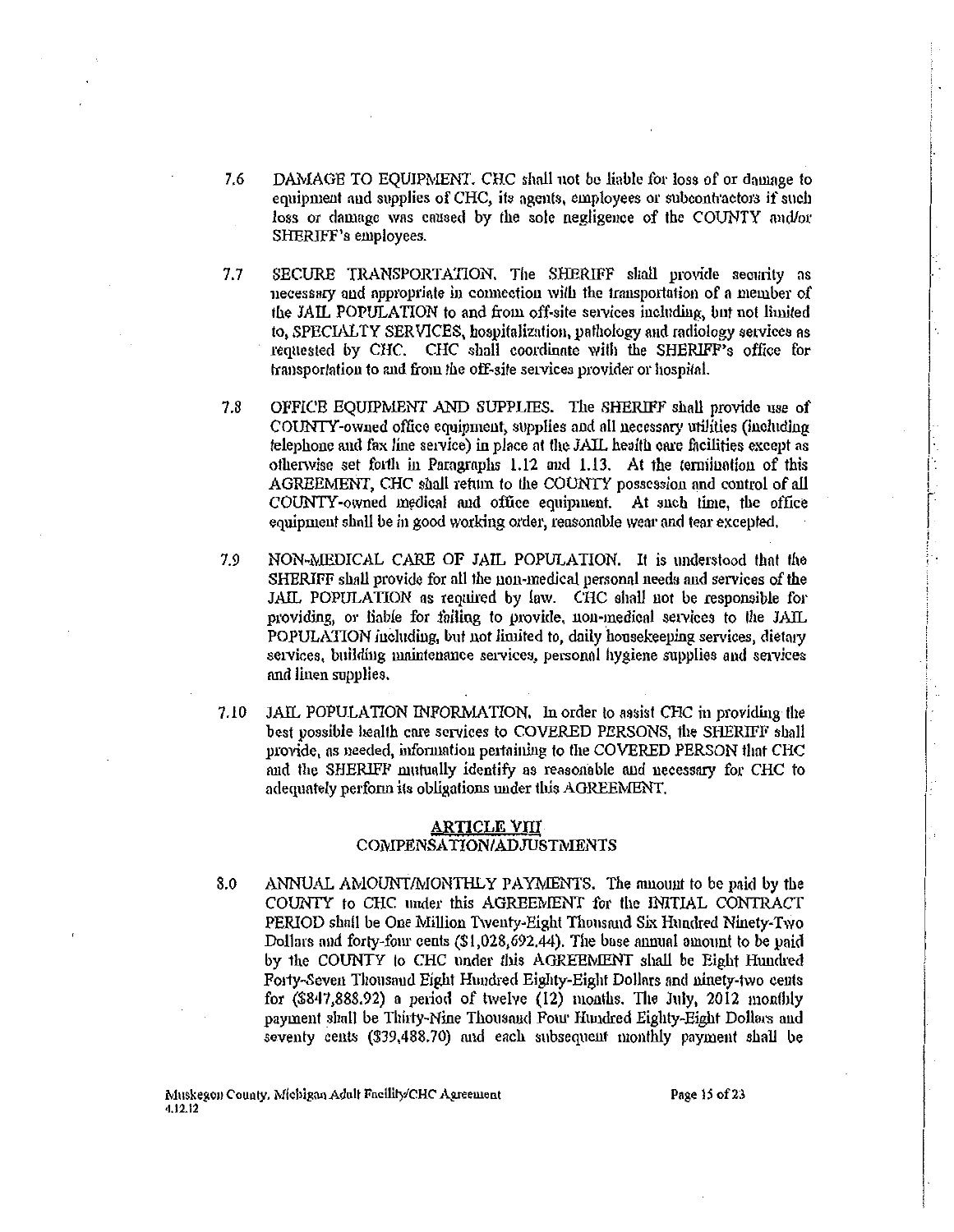7.6 DAMAGE TO EQUIPMENT. CHC shall not be liable for loss of or damage to equipment and supplies of CHC, its agents, employees or subcontractors if such loss or damage was caused by the sole negligence of the COUNTY and/or SHERIFF's employees.

7.7 SECURE TRANSPORTATION. The SHERIFF shall provide security as necessary and appropriate in connection with the transportation of a member of the JAIL POPULATION to and from off-site services including, but not limited to, SPECIALTY SERVICES, hospitalization, pathology and radiology services as requested by CHC. CHC shall coordinate with the SHERIFF's office for transportation to and from the off-site services provider or hospital.

7.8 OFFICE EQUIPMENT AND SUPPLIES. The SHERIFF shall provide use of COUNTY-owned office equipment, supplies and all necessary utilities (including telephone and fax line service) in place at the JAIL health care facilities except as otherwise set forth in Paragraphs 1.12 and 1.13. At the termination of this AGREEMENT, CHC shall return to the COUNTY possession and control of all COUNTY-owned medical and office equipment. At such time, the office equipment shall be in good working order, reasonable wear and tear excepted.

7.9 NON-MEDICAL CARE OF JAIL POPULATION. It is understood that the SHERIFF shall provide for all the non-medical personal needs and services of the JAIL POPULATION as required by law. CHC shall not be responsible for providing, or liable for failing to provide, non-medical services to the JAIL POPULATION including, but not limited to, daily housekeeping services, dietary services, building maintenance services, personal hygiene supplies and services and linen supplies.

7.10 JAIL POPULATION INFORMATION. In order to assist CHC in providing the best possible health care services to COVERED PERSONS, the SHERIFF shall provide, as needed, information pertaining to the COVERED PERSON that CHC and the SHERIFF mutually identify as reasonable and necessary for CHC to adequately perform its obligations under this AGREEMENT.

## ARTICLE VIII
## COMPENSATION/ADJUSTMENTS

8.0 ANNUAL AMOUNT/MONTHLY PAYMENTS. The amount to be paid by the COUNTY to CHC under this AGREEMENT for the INITIAL CONTRACT PERIOD shall be One Million Twenty-Eight Thousand Six Hundred Ninety-Two Dollars and forty-four cents ($1,028,692.44). The base annual amount to be paid by the COUNTY to CHC under this AGREEMENT shall be Eight Hundred Forty-Seven Thousand Eight Hundred Eighty-Eight Dollars and ninety-two cents for ($847,888.92) a period of twelve (12) months. The July, 2012 monthly payment shall be Thirty-Nine Thousand Four Hundred Eighty-Eight Dollars and seventy cents ($39,488.70) and each subsequent monthly payment shall be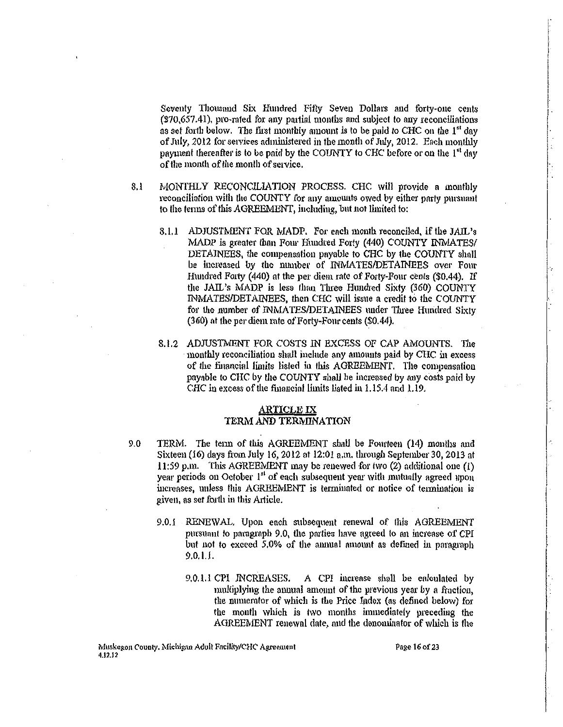Seventy Thousand Six Hundred Fifty Seven Dollars and forty-one cents ($70,657.41), pro-rated for any partial months and subject to any reconciliations as set forth below. The first monthly amount is to be paid to CHC on the 1st day of July, 2012 for services administered in the month of July, 2012. Each monthly payment thereafter is to be paid by the COUNTY to CHC before or on the 1st day of the month of the month of service.

8.1 MONTHLY RECONCILIATION PROCESS. CHC will provide a monthly reconciliation with the COUNTY for any amounts owed by either party pursuant to the terms of this AGREEMENT, including, but not limited to:

8.1.1 ADJUSTMENT FOR MADP. For each month reconciled, if the JAIL's MADP is greater than Four Hundred Forty (440) COUNTY INMATES/DETAINEES, the compensation payable to CHC by the COUNTY shall be increased by the number of INMATES/DETAINEES over Four Hundred Forty (440) at the per diem rate of Forty-Four cents ($0.44). If the JAIL's MADP is less than Three Hundred Sixty (360) COUNTY INMATES/DETAINEES, then CHC will issue a credit to the COUNTY for the number of INMATES/DETAINEES under Three Hundred Sixty (360) at the per diem rate of Forty-Four cents ($0.44).

8.1.2 ADJUSTMENT FOR COSTS IN EXCESS OF CAP AMOUNTS. The monthly reconciliation shall include any amounts paid by CHC in excess of the financial limits listed in this AGREEMENT. The compensation payable to CHC by the COUNTY shall be increased by any costs paid by CHC in excess of the financial limits listed in 1.15.4 and 1.19.

## ARTICLE IX
## TERM AND TERMINATION

9.0 TERM. The term of this AGREEMENT shall be Fourteen (14) months and Sixteen (16) days from July 16, 2012 at 12:01 a.m. through September 30, 2013 at 11:59 p.m. This AGREEMENT may be renewed for two (2) additional one (1) year periods on October 1st of each subsequent year with mutually agreed upon increases, unless this AGREEMENT is terminated or notice of termination is given, as set forth in this Article.

9.0.1 RENEWAL. Upon each subsequent renewal of this AGREEMENT pursuant to paragraph 9.0, the parties have agreed to an increase of CPI but not to exceed 5.0% of the annual amount as defined in paragraph 9.0.1.1.

9.0.1.1 CPI INCREASES. A CPI increase shall be calculated by multiplying the annual amount of the previous year by a fraction, the numerator of which is the Price Index (as defined below) for the month which is two months immediately preceding the AGREEMENT renewal date, and the denominator of which is the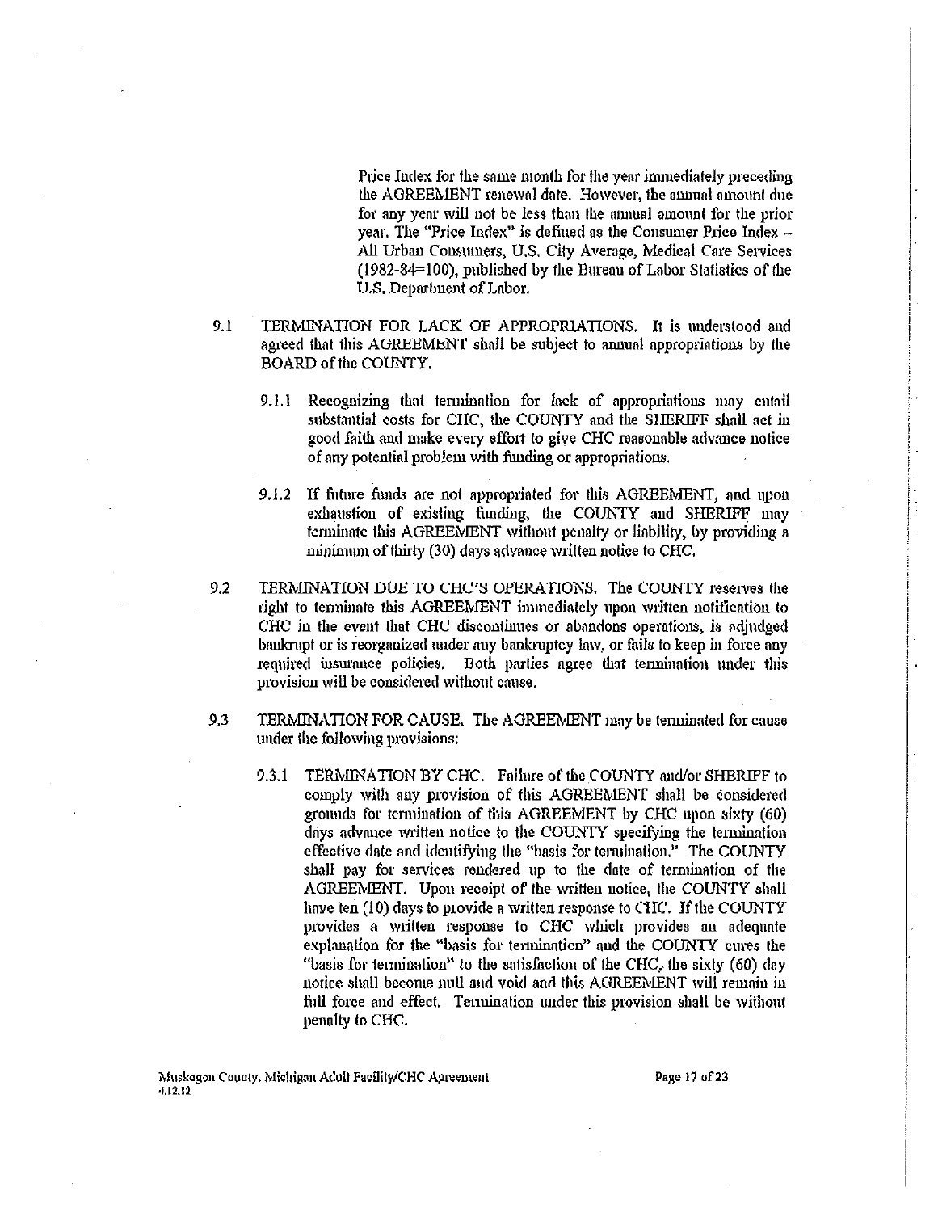Price Index for the same month for the year immediately preceding the AGREEMENT renewal date. However, the annual amount due for any year will not be less than the annual amount for the prior year. The "Price Index" is defined as the Consumer Price Index – All Urban Consumers, U.S. City Average, Medical Care Services (1982-84=100), published by the Bureau of Labor Statistics of the U.S. Department of Labor.

9.1 TERMINATION FOR LACK OF APPROPRIATIONS. It is understood and agreed that this AGREEMENT shall be subject to annual appropriations by the BOARD of the COUNTY.

9.1.1 Recognizing that termination for lack of appropriations may entail substantial costs for CHC, the COUNTY and the SHERIFF shall act in good faith and make every effort to give CHC reasonable advance notice of any potential problem with funding or appropriations.

9.1.2 If future funds are not appropriated for this AGREEMENT, and upon exhaustion of existing funding, the COUNTY and SHERIFF may terminate this AGREEMENT without penalty or liability, by providing a minimum of thirty (30) days advance written notice to CHC.

9.2 TERMINATION DUE TO CHC'S OPERATIONS. The COUNTY reserves the right to terminate this AGREEMENT immediately upon written notification to CHC in the event that CHC discontinues or abandons operations, is adjudged bankrupt or is reorganized under any bankruptcy law, or fails to keep in force any required insurance policies. Both parties agree that termination under this provision will be considered without cause.

9.3 TERMINATION FOR CAUSE. The AGREEMENT may be terminated for cause under the following provisions:

9.3.1 TERMINATION BY CHC. Failure of the COUNTY and/or SHERIFF to comply with any provision of this AGREEMENT shall be considered grounds for termination of this AGREEMENT by CHC upon sixty (60) days advance written notice to the COUNTY specifying the termination effective date and identifying the "basis for termination." The COUNTY shall pay for services rendered up to the date of termination of the AGREEMENT. Upon receipt of the written notice, the COUNTY shall have ten (10) days to provide a written response to CHC. If the COUNTY provides a written response to CHC which provides an adequate explanation for the "basis for termination" and the COUNTY cures the "basis for termination" to the satisfaction of the CHC, the sixty (60) day notice shall become null and void and this AGREEMENT will remain in full force and effect. Termination under this provision shall be without penalty to CHC.

Muskegon County, Michigan Adult Facility/CHC Agreement
4.12.12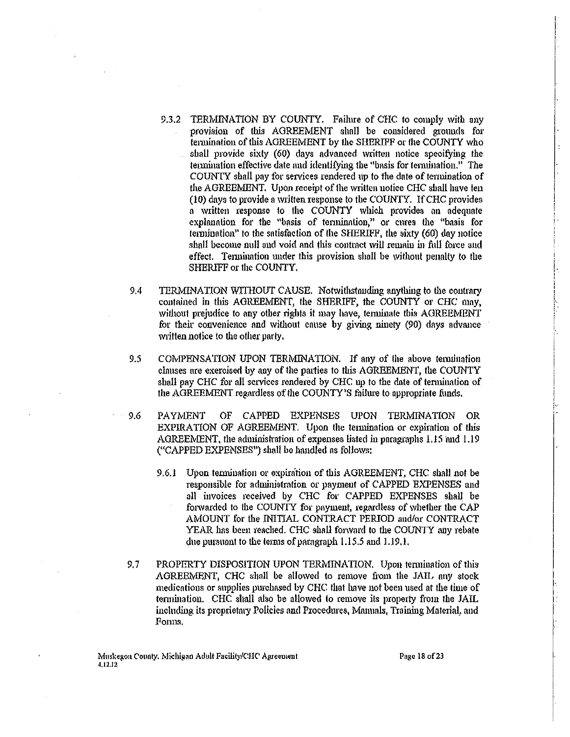9.3.2 TERMINATION BY COUNTY. Failure of CHC to comply with any provision of this AGREEMENT shall be considered grounds for termination of this AGREEMENT by the SHERIFF or the COUNTY who shall provide sixty (60) days advanced written notice specifying the termination effective date and identifying the "basis for termination." The COUNTY shall pay for services rendered up to the date of termination of the AGREEMENT. Upon receipt of the written notice CHC shall have ten (10) days to provide a written response to the COUNTY. If CHC provides a written response to the COUNTY which provides an adequate explanation for the "basis of termination," or cures the "basis for termination" to the satisfaction of the SHERIFF, the sixty (60) day notice shall become null and void and this contract will remain in full force and effect. Termination under this provision shall be without penalty to the SHERIFF or the COUNTY.

9.4 TERMINATION WITHOUT CAUSE. Notwithstanding anything to the contrary contained in this AGREEMENT, the SHERIFF, the COUNTY or CHC may, without prejudice to any other rights it may have, terminate this AGREEMENT for their convenience and without cause by giving ninety (90) days advance written notice to the other party.

9.5 COMPENSATION UPON TERMINATION. If any of the above termination clauses are exercised by any of the parties to this AGREEMENT, the COUNTY shall pay CHC for all services rendered by CHC up to the date of termination of the AGREEMENT regardless of the COUNTY'S failure to appropriate funds.

9.6 PAYMENT OF CAPPED EXPENSES UPON TERMINATION OR EXPIRATION OF AGREEMENT. Upon the termination or expiration of this AGREEMENT, the administration of expenses listed in paragraphs 1.15 and 1.19 ("CAPPED EXPENSES") shall be handled as follows:

9.6.1 Upon termination or expiration of this AGREEMENT, CHC shall not be responsible for administration or payment of CAPPED EXPENSES and all invoices received by CHC for CAPPED EXPENSES shall be forwarded to the COUNTY for payment, regardless of whether the CAP AMOUNT for the INITIAL CONTRACT PERIOD and/or CONTRACT YEAR has been reached. CHC shall forward to the COUNTY any rebate due pursuant to the terms of paragraph 1.15.5 and 1.19.1.

9.7 PROPERTY DISPOSITION UPON TERMINATION. Upon termination of this AGREEMENT, CHC shall be allowed to remove from the JAIL any stock medications or supplies purchased by CHC that have not been used at the time of termination. CHC shall also be allowed to remove its property from the JAIL including its proprietary Policies and Procedures, Manuals, Training Material, and Forms.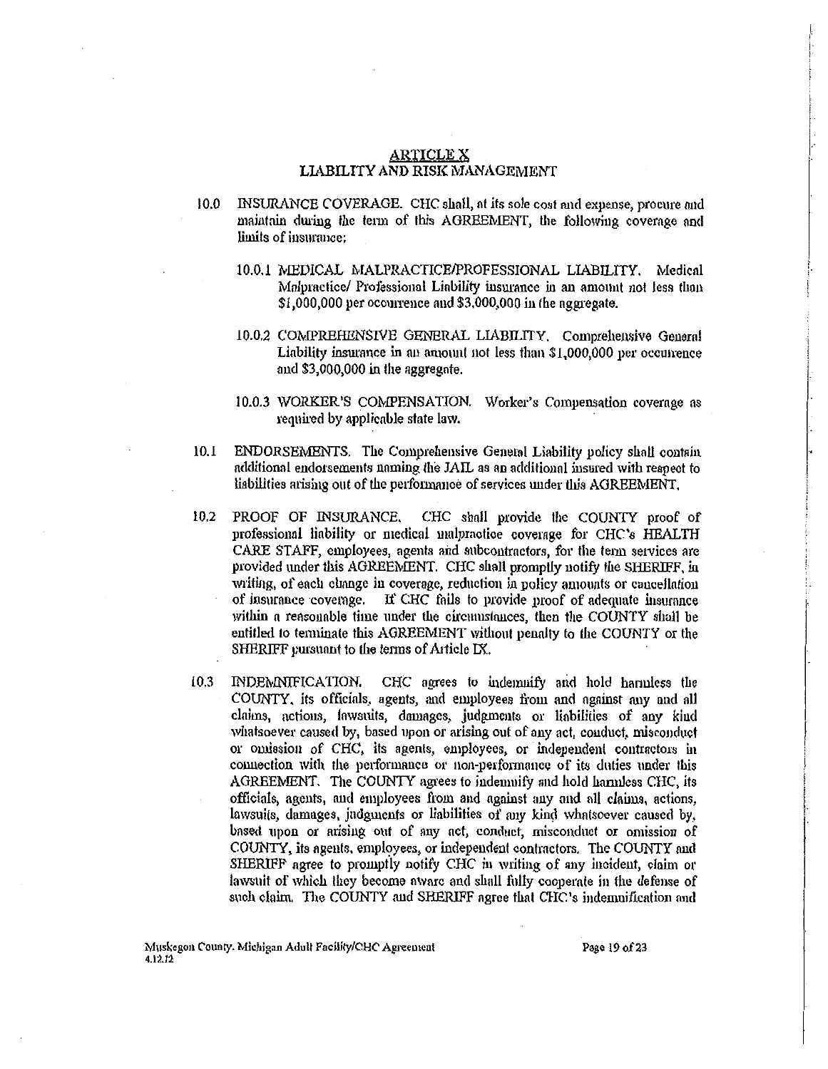## ARTICLE X
## LIABILITY AND RISK MANAGEMENT

10.0 INSURANCE COVERAGE. CHC shall, at its sole cost and expense, procure and maintain during the term of this AGREEMENT, the following coverage and limits of insurance:

10.0.1 MEDICAL MALPRACTICE/PROFESSIONAL LIABILITY. Medical Malpractice/ Professional Liability insurance in an amount not less than $1,000,000 per occurrence and $3,000,000 in the aggregate.

10.0.2 COMPREHENSIVE GENERAL LIABILITY. Comprehensive General Liability insurance in an amount not less than $1,000,000 per occurrence and $3,000,000 in the aggregate.

10.0.3 WORKER'S COMPENSATION. Worker's Compensation coverage as required by applicable state law.

10.1 ENDORSEMENTS. The Comprehensive General Liability policy shall contain additional endorsements naming the JAIL as an additional insured with respect to liabilities arising out of the performance of services under this AGREEMENT.

10.2 PROOF OF INSURANCE. CHC shall provide the COUNTY proof of professional liability or medical malpractice coverage for CHC's HEALTH CARE STAFF, employees, agents and subcontractors, for the term services are provided under this AGREEMENT. CHC shall promptly notify the SHERIFF, in writing, of each change in coverage, reduction in policy amounts or cancellation of insurance coverage. If CHC fails to provide proof of adequate insurance within a reasonable time under the circumstances, then the COUNTY shall be entitled to terminate this AGREEMENT without penalty to the COUNTY or the SHERIFF pursuant to the terms of Article IX.

10.3 INDEMNIFICATION. CHC agrees to indemnify and hold harmless the COUNTY, its officials, agents, and employees from and against any and all claims, actions, lawsuits, damages, judgments or liabilities of any kind whatsoever caused by, based upon or arising out of any act, conduct, misconduct or omission of CHC, its agents, employees, or independent contractors in connection with the performance or non-performance of its duties under this AGREEMENT. The COUNTY agrees to indemnify and hold harmless CHC, its officials, agents, and employees from and against any and all claims, actions, lawsuits, damages, judgments or liabilities of any kind whatsoever caused by, based upon or arising out of any act, conduct, misconduct or omission of COUNTY, its agents, employees, or independent contractors. The COUNTY and SHERIFF agree to promptly notify CHC in writing of any incident, claim or lawsuit of which they become aware and shall fully cooperate in the defense of such claim. The COUNTY and SHERIFF agree that CHC's indemnification and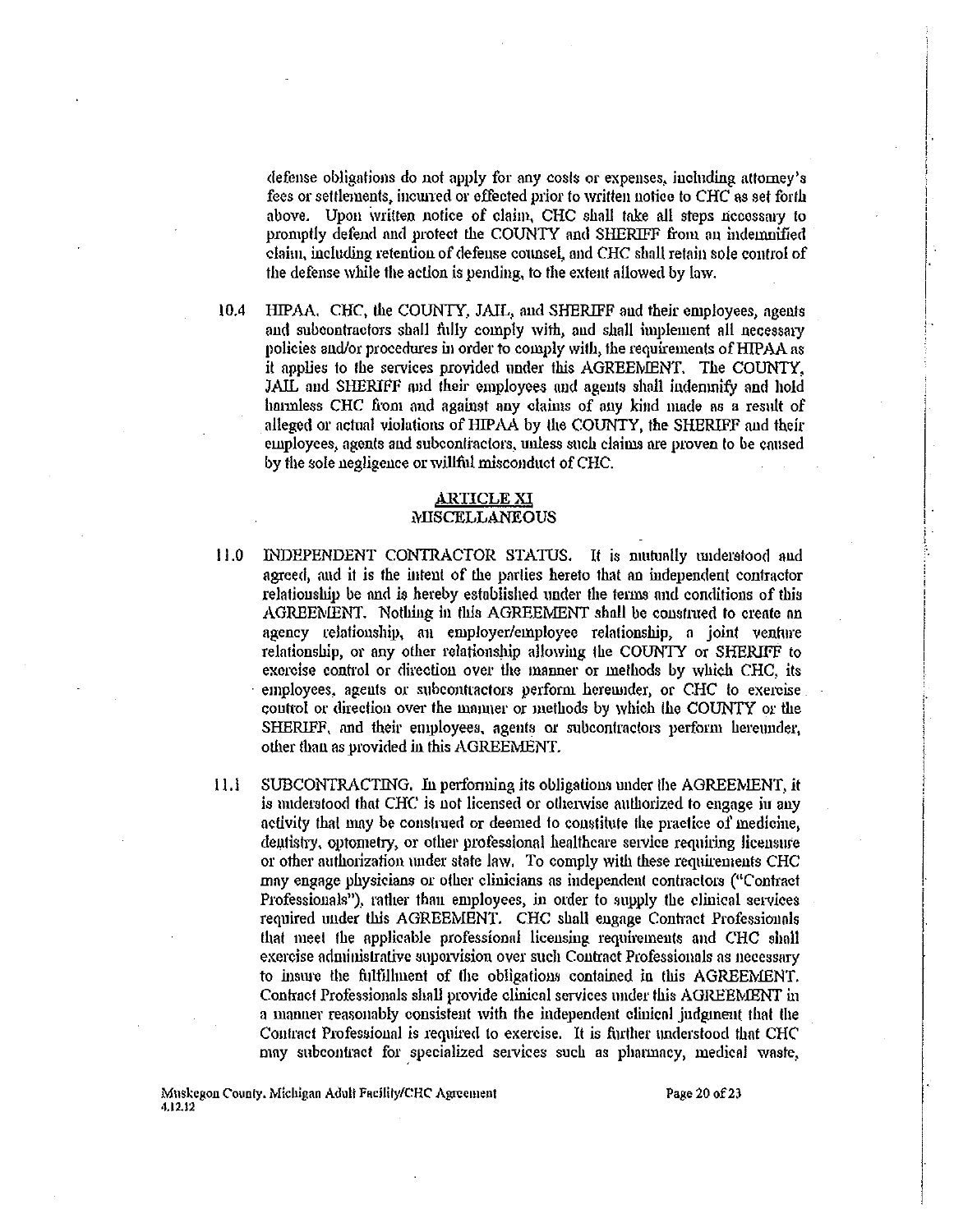defense obligations do not apply for any costs or expenses, including attorney's fees or settlements, incurred or effected prior to written notice to CHC as set forth above. Upon written notice of claim, CHC shall take all steps necessary to promptly defend and protect the COUNTY and SHERIFF from an indemnified claim, including retention of defense counsel, and CHC shall retain sole control of the defense while the action is pending, to the extent allowed by law.

10.4 HIPAA. CHC, the COUNTY, JAIL, and SHERIFF and their employees, agents and subcontractors shall fully comply with, and shall implement all necessary policies and/or procedures in order to comply with, the requirements of HIPAA as it applies to the services provided under this AGREEMENT. The COUNTY, JAIL and SHERIFF and their employees and agents shall indemnify and hold harmless CHC from and against any claims of any kind made as a result of alleged or actual violations of HIPAA by the COUNTY, the SHERIFF and their employees, agents and subcontractors, unless such claims are proven to be caused by the sole negligence or willful misconduct of CHC.

## ARTICLE XI
## MISCELLANEOUS

11.0 INDEPENDENT CONTRACTOR STATUS. It is mutually understood and agreed, and it is the intent of the parties hereto that an independent contractor relationship be and is hereby established under the terms and conditions of this AGREEMENT. Nothing in this AGREEMENT shall be construed to create an agency relationship, an employer/employee relationship, a joint venture relationship, or any other relationship allowing the COUNTY or SHERIFF to exercise control or direction over the manner or methods by which CHC, its employees, agents or subcontractors perform hereunder, or CHC to exercise control or direction over the manner or methods by which the COUNTY or the SHERIFF, and their employees, agents or subcontractors perform hereunder, other than as provided in this AGREEMENT.

11.1 SUBCONTRACTING. In performing its obligations under the AGREEMENT, it is understood that CHC is not licensed or otherwise authorized to engage in any activity that may be construed or deemed to constitute the practice of medicine, dentistry, optometry, or other professional healthcare service requiring licensure or other authorization under state law. To comply with these requirements CHC may engage physicians or other clinicians as independent contractors ("Contract Professionals"), rather than employees, in order to supply the clinical services required under this AGREEMENT. CHC shall engage Contract Professionals that meet the applicable professional licensing requirements and CHC shall exercise administrative supervision over such Contract Professionals as necessary to insure the fulfillment of the obligations contained in this AGREEMENT. Contract Professionals shall provide clinical services under this AGREEMENT in a manner reasonably consistent with the independent clinical judgment that the Contract Professional is required to exercise. It is further understood that CHC may subcontract for specialized services such as pharmacy, medical waste,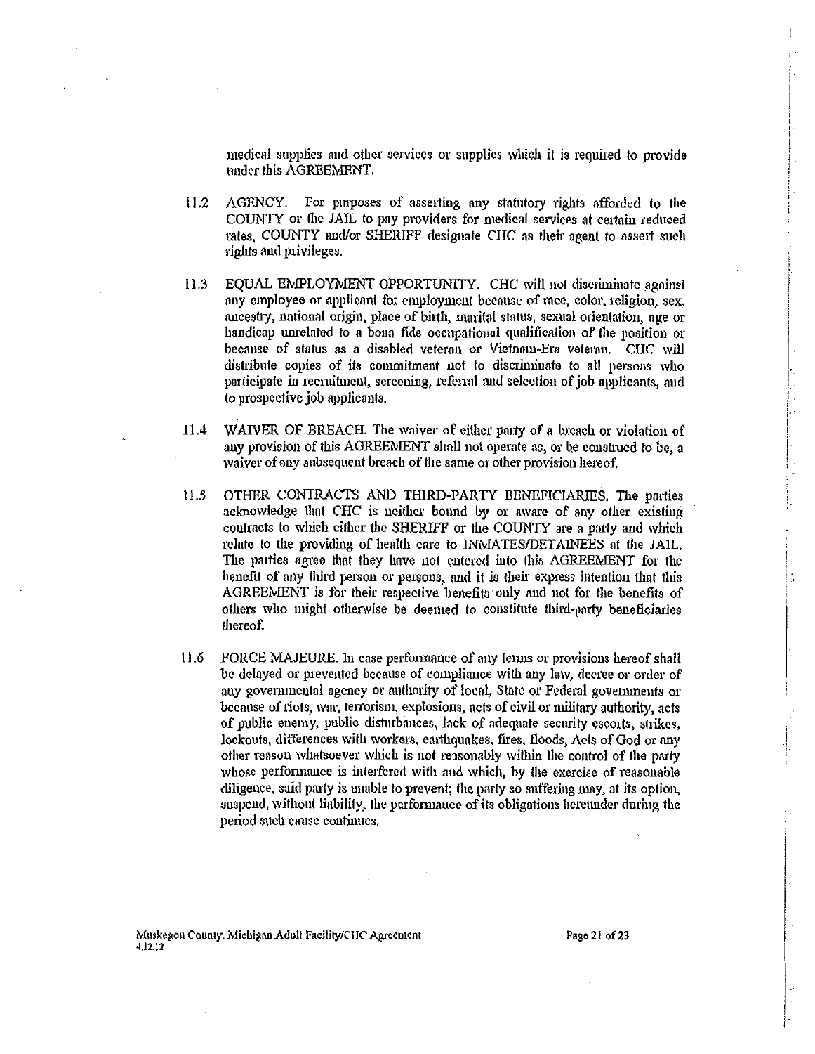medical supplies and other services or supplies which it is required to provide under this AGREEMENT.

11.2 AGENCY. For purposes of asserting any statutory rights afforded to the COUNTY or the JAIL to pay providers for medical services at certain reduced rates, COUNTY and/or SHERIFF designate CHC as their agent to assert such rights and privileges.

11.3 EQUAL EMPLOYMENT OPPORTUNITY. CHC will not discriminate against any employee or applicant for employment because of race, color, religion, sex, ancestry, national origin, place of birth, marital status, sexual orientation, age or handicap unrelated to a bona fide occupational qualification of the position or because of status as a disabled veteran or Vietnam-Era veteran. CHC will distribute copies of its commitment not to discriminate to all persons who participate in recruitment, screening, referral and selection of job applicants, and to prospective job applicants.

11.4 WAIVER OF BREACH. The waiver of either party of a breach or violation of any provision of this AGREEMENT shall not operate as, or be construed to be, a waiver of any subsequent breach of the same or other provision hereof.

11.5 OTHER CONTRACTS AND THIRD-PARTY BENEFICIARIES. The parties acknowledge that CHC is neither bound by or aware of any other existing contracts to which either the SHERIFF or the COUNTY are a party and which relate to the providing of health care to INMATES/DETAINEES at the JAIL. The parties agree that they have not entered into this AGREEMENT for the benefit of any third person or persons, and it is their express intention that this AGREEMENT is for their respective benefits only and not for the benefits of others who might otherwise be deemed to constitute third-party beneficiaries thereof.

11.6 FORCE MAJEURE. In case performance of any terms or provisions hereof shall be delayed or prevented because of compliance with any law, decree or order of any governmental agency or authority of local, State or Federal governments or because of riots, war, terrorism, explosions, acts of civil or military authority, acts of public enemy, public disturbances, lack of adequate security escorts, strikes, lockouts, differences with workers, earthquakes, fires, floods, Acts of God or any other reason whatsoever which is not reasonably within the control of the party whose performance is interfered with and which, by the exercise of reasonable diligence, said party is unable to prevent; the party so suffering may, at its option, suspend, without liability, the performance of its obligations hereunder during the period such cause continues.

Muskegon County, Michigan Adult Facility/CHC Agreement
4.12.12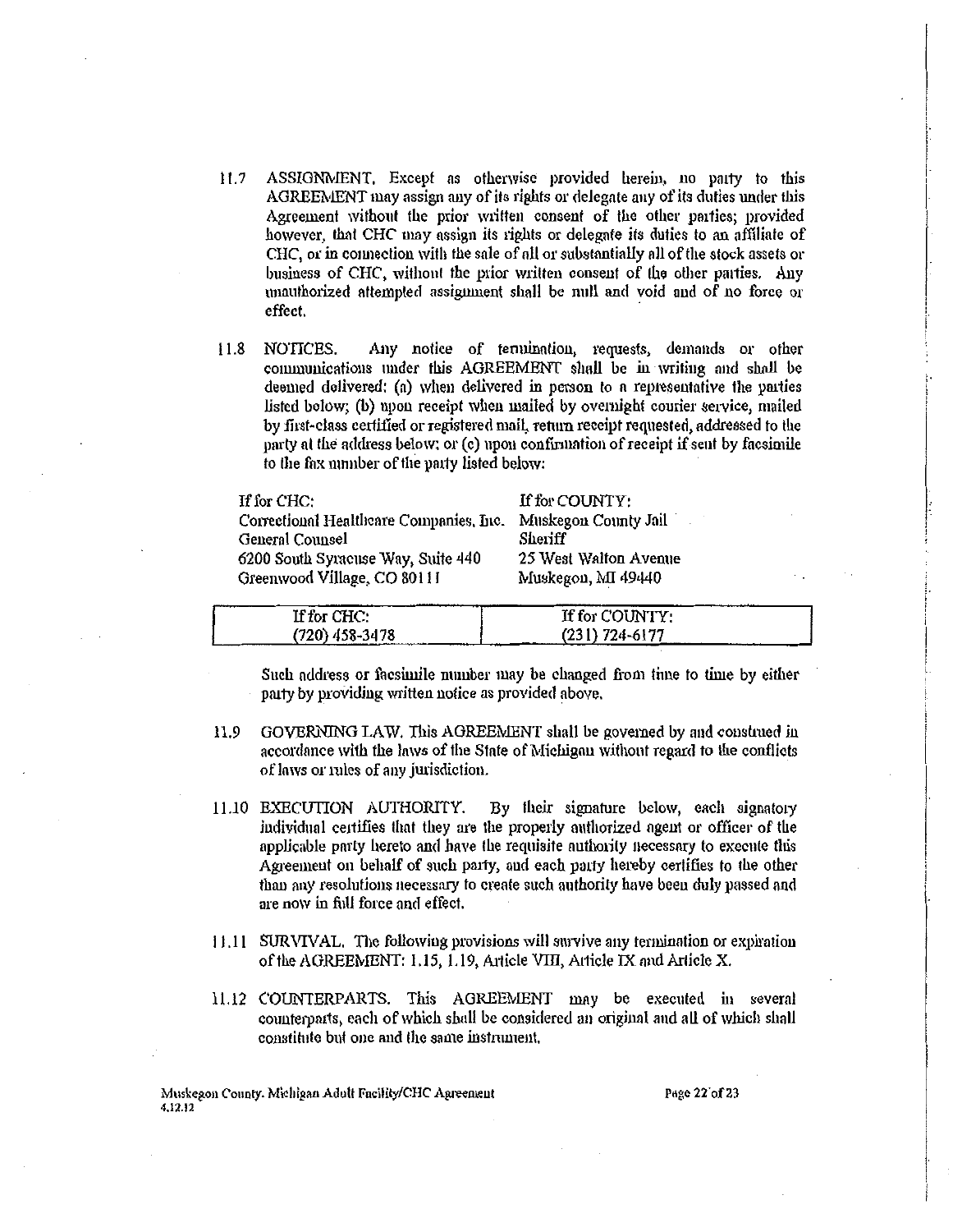11.7 ASSIGNMENT. Except as otherwise provided herein, no party to this AGREEMENT may assign any of its rights or delegate any of its duties under this Agreement without the prior written consent of the other parties; provided however, that CHC may assign its rights or delegate its duties to an affiliate of CHC, or in connection with the sale of all or substantially all of the stock assets or business of CHC, without the prior written consent of the other parties. Any unauthorized attempted assignment shall be null and void and of no force or effect.

11.8 NOTICES. Any notice of termination, requests, demands or other communications under this AGREEMENT shall be in writing and shall be deemed delivered: (a) when delivered in person to a representative the parties listed below; (b) upon receipt when mailed by overnight courier service, mailed by first-class certified or registered mail, return receipt requested, addressed to the party at the address below; or (c) upon confirmation of receipt if sent by facsimile to the fax number of the party listed below:

| If for CHC: | If for COUNTY: |
|---|---|
| Correctional Healthcare Companies, Inc. | Muskegon County Jail |
| General Counsel | Sheriff |
| 6200 South Syracuse Way, Suite 440 | 25 West Walton Avenue |
| Greenwood Village, CO 80111 | Muskegon, MI 49440 |

| If for CHC: | If for COUNTY: |
|---|---|
| (720) 458-3478 | (231) 724-6177 |

Such address or facsimile number may be changed from time to time by either party by providing written notice as provided above.

11.9 GOVERNING LAW. This AGREEMENT shall be governed by and construed in accordance with the laws of the State of Michigan without regard to the conflicts of laws or rules of any jurisdiction.

11.10 EXECUTION AUTHORITY. By their signature below, each signatory individual certifies that they are the properly authorized agent or officer of the applicable party hereto and have the requisite authority necessary to execute this Agreement on behalf of such party, and each party hereby certifies to the other than any resolutions necessary to create such authority have been duly passed and are now in full force and effect.

11.11 SURVIVAL. The following provisions will survive any termination or expiration of the AGREEMENT: 1.15, 1.19, Article VIII, Article IX and Article X.

11.12 COUNTERPARTS. This AGREEMENT may be executed in several counterparts, each of which shall be considered an original and all of which shall constitute but one and the same instrument.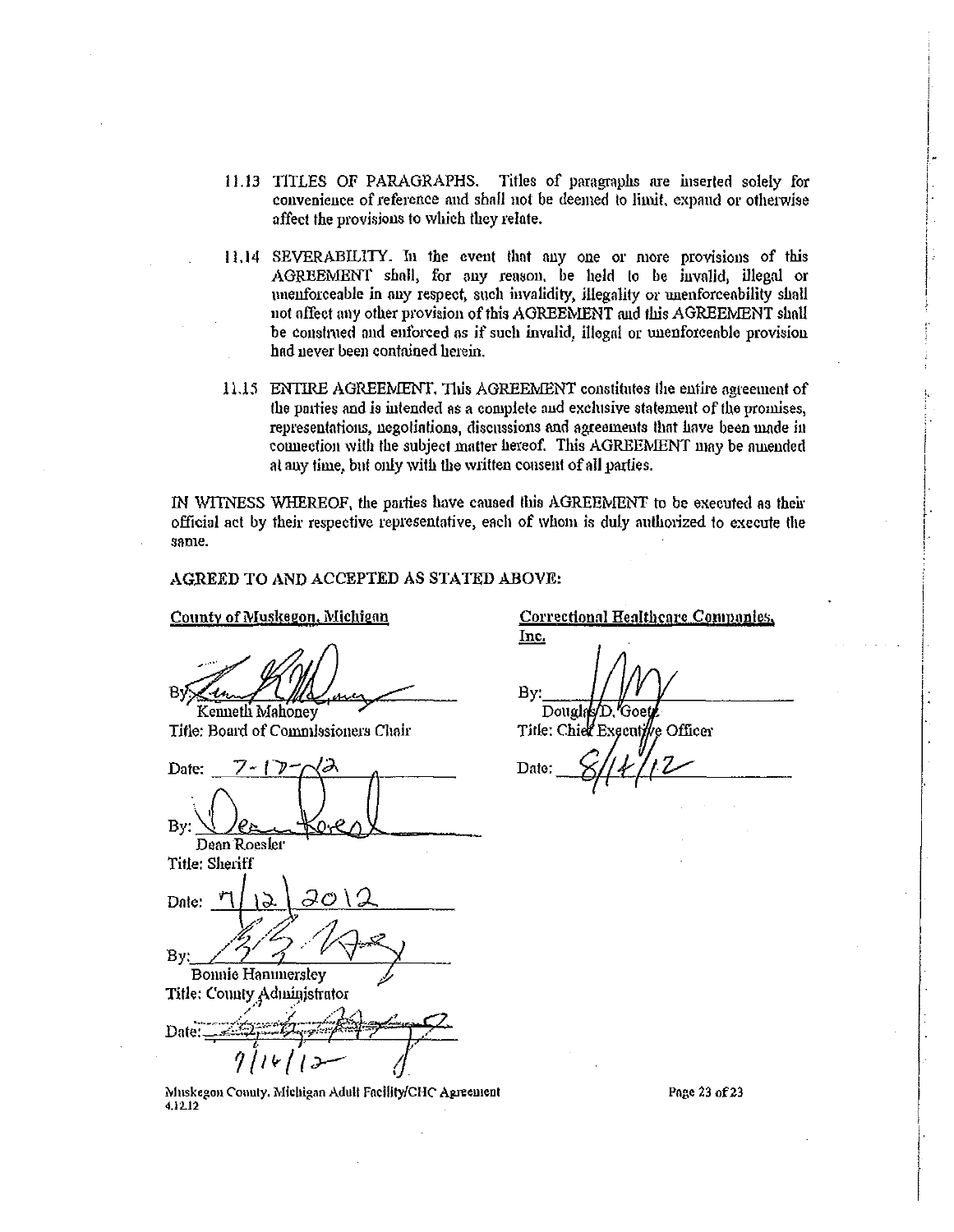11.13 TITLES OF PARAGRAPHS. Titles of paragraphs are inserted solely for convenience of reference and shall not be deemed to limit, expand or otherwise affect the provisions to which they relate.

11.14 SEVERABILITY. In the event that any one or more provisions of this AGREEMENT shall, for any reason, be held to be invalid, illegal or unenforceable in any respect, such invalidity, illegality or unenforceability shall not affect any other provision of this AGREEMENT and this AGREEMENT shall be construed and enforced as if such invalid, illegal or unenforceable provision had never been contained herein.

11.15 ENTIRE AGREEMENT. This AGREEMENT constitutes the entire agreement of the parties and is intended as a complete and exclusive statement of the promises, representations, negotiations, discussions and agreements that have been made in connection with the subject matter hereof. This AGREEMENT may be amended at any time, but only with the written consent of all parties.

IN WITNESS WHEREOF, the parties have caused this AGREEMENT to be executed as their official act by their respective representative, each of whom is duly authorized to execute the same.

AGREED TO AND ACCEPTED AS STATED ABOVE:

**County of Muskegon, Michigan**

By: _______________
Kenneth Mahoney
Title: Board of Commissioners Chair

Date: 7-17-12

By: _______________
Dean Roesler
Title: Sheriff

Date: 7/12/2012

By: _______________
Bonnie Hammersley
Title: County Administrator

Date: 7/14/12

**Correctional Healthcare Companies, Inc.**

By: _______________
Douglas D. Goetz
Title: Chief Executive Officer

Date: 8/14/12

Muskegon County, Michigan Adult Facility/CHC Agreement
4.12.12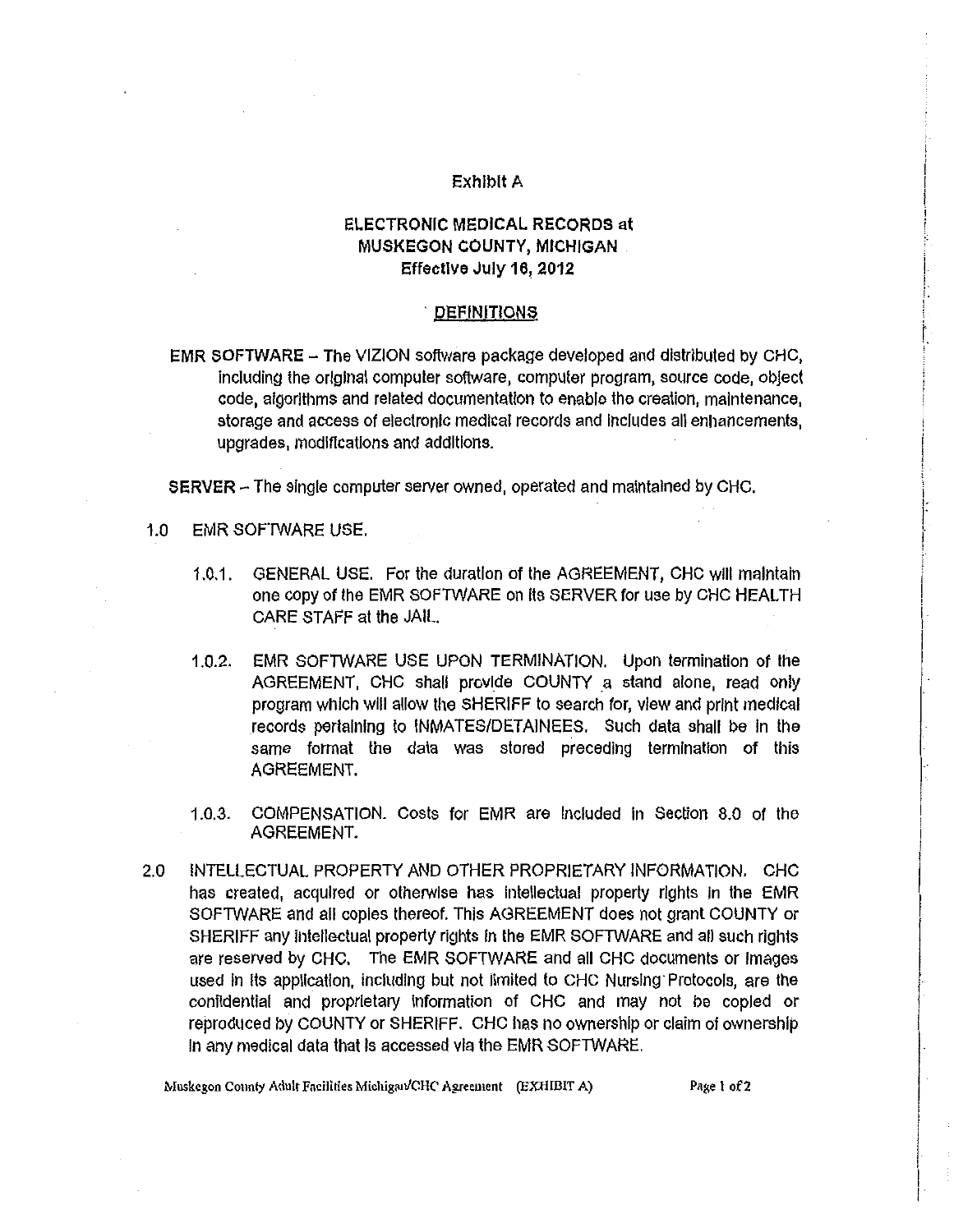# Exhibit A

## ELECTRONIC MEDICAL RECORDS at MUSKEGON COUNTY, MICHIGAN
### Effective July 16, 2012

#### DEFINITIONS

**EMR SOFTWARE** – The VIZION software package developed and distributed by CHC, including the original computer software, computer program, source code, object code, algorithms and related documentation to enable the creation, maintenance, storage and access of electronic medical records and includes all enhancements, upgrades, modifications and additions.

**SERVER** – The single computer server owned, operated and maintained by CHC.

1.0 EMR SOFTWARE USE.

1.0.1. GENERAL USE. For the duration of the AGREEMENT, CHC will maintain one copy of the EMR SOFTWARE on its SERVER for use by CHC HEALTH CARE STAFF at the JAIL.

1.0.2. EMR SOFTWARE USE UPON TERMINATION. Upon termination of the AGREEMENT, CHC shall provide COUNTY a stand alone, read only program which will allow the SHERIFF to search for, view and print medical records pertaining to INMATES/DETAINEES. Such data shall be in the same format the data was stored preceding termination of this AGREEMENT.

1.0.3. COMPENSATION. Costs for EMR are included in Section 8.0 of the AGREEMENT.

2.0 INTELLECTUAL PROPERTY AND OTHER PROPRIETARY INFORMATION. CHC has created, acquired or otherwise has intellectual property rights in the EMR SOFTWARE and all copies thereof. This AGREEMENT does not grant COUNTY or SHERIFF any intellectual property rights in the EMR SOFTWARE and all such rights are reserved by CHC. The EMR SOFTWARE and all CHC documents or images used in its application, including but not limited to CHC Nursing Protocols, are the confidential and proprietary information of CHC and may not be copied or reproduced by COUNTY or SHERIFF. CHC has no ownership or claim of ownership in any medical data that is accessed via the EMR SOFTWARE.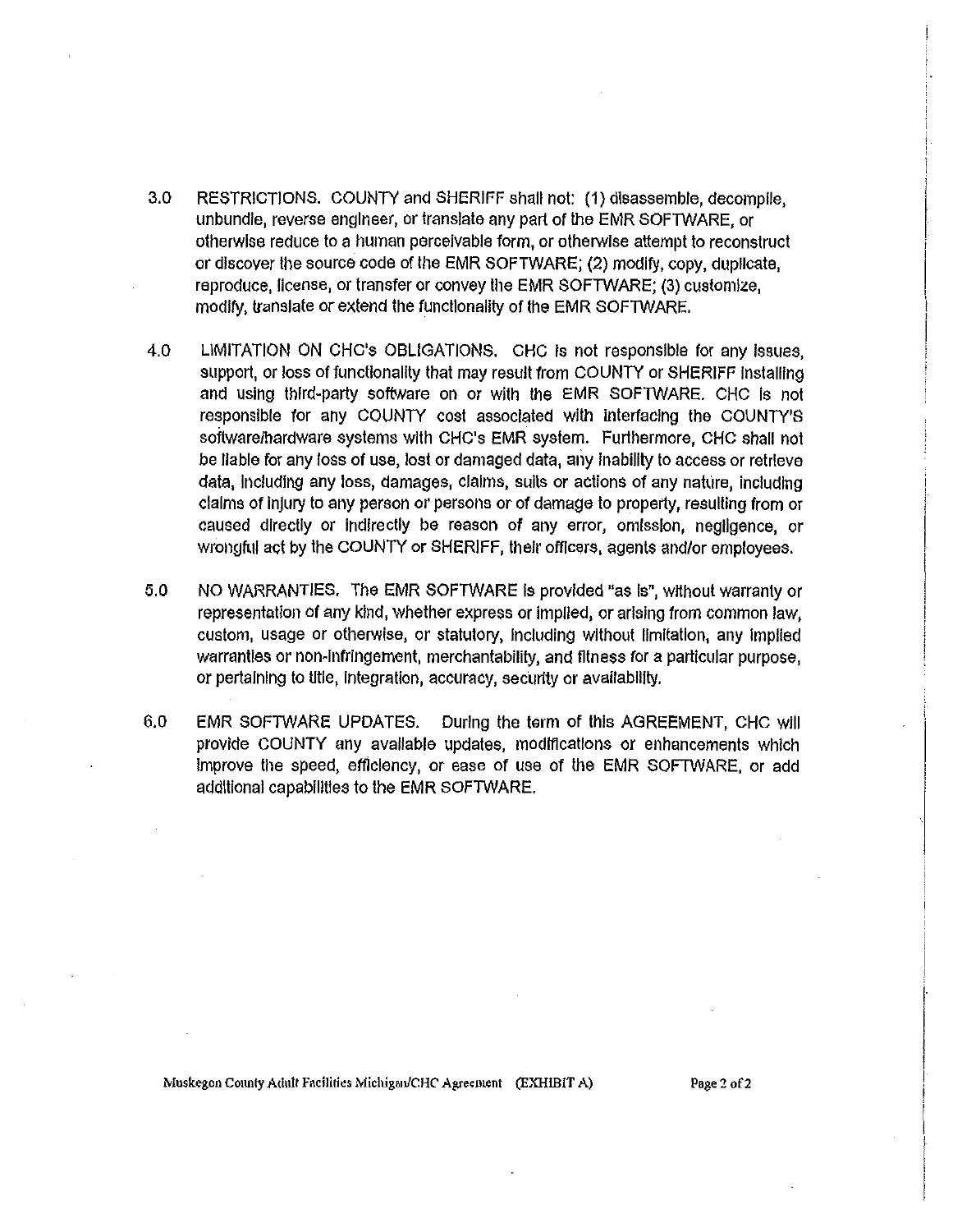3.0 RESTRICTIONS. COUNTY and SHERIFF shall not: (1) disassemble, decompile, unbundle, reverse engineer, or translate any part of the EMR SOFTWARE, or otherwise reduce to a human perceivable form, or otherwise attempt to reconstruct or discover the source code of the EMR SOFTWARE; (2) modify, copy, duplicate, reproduce, license, or transfer or convey the EMR SOFTWARE; (3) customize, modify, translate or extend the functionality of the EMR SOFTWARE.

4.0 LIMITATION ON CHC's OBLIGATIONS. CHC is not responsible for any issues, support, or loss of functionality that may result from COUNTY or SHERIFF installing and using third-party software on or with the EMR SOFTWARE. CHC is not responsible for any COUNTY cost associated with interfacing the COUNTY'S software/hardware systems with CHC's EMR system. Furthermore, CHC shall not be liable for any loss of use, lost or damaged data, any inability to access or retrieve data, including any loss, damages, claims, suits or actions of any nature, including claims of injury to any person or persons or of damage to property, resulting from or caused directly or indirectly be reason of any error, omission, negligence, or wrongful act by the COUNTY or SHERIFF, their officers, agents and/or employees.

5.0 NO WARRANTIES. The EMR SOFTWARE is provided "as is", without warranty or representation of any kind, whether express or implied, or arising from common law, custom, usage or otherwise, or statutory, including without limitation, any implied warranties or non-infringement, merchantability, and fitness for a particular purpose, or pertaining to title, integration, accuracy, security or availability.

6.0 EMR SOFTWARE UPDATES. During the term of this AGREEMENT, CHC will provide COUNTY any available updates, modifications or enhancements which improve the speed, efficiency, or ease of use of the EMR SOFTWARE, or add additional capabilities to the EMR SOFTWARE.